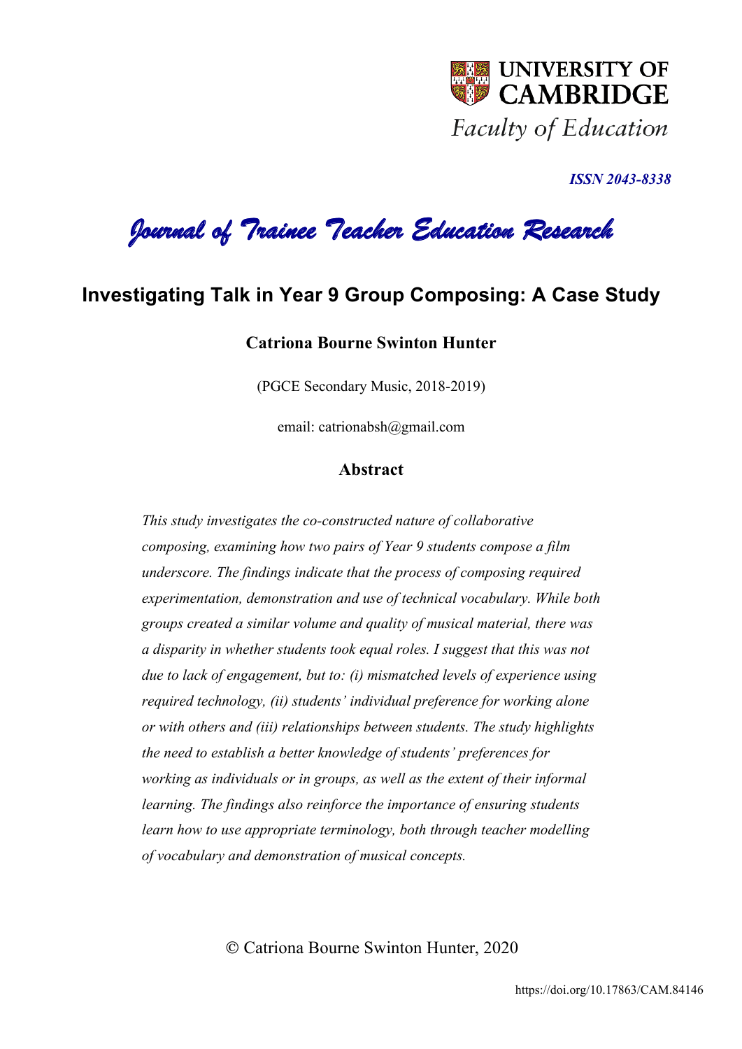UNIVERSITY OF CAMBRIDGE

Faculty of Education

***ISSN 2043-8338***

***Journal of Trainee Teacher Education Research***

# Investigating Talk in Year 9 Group Composing: A Case Study

**Catriona Bourne Swinton Hunter**

(PGCE Secondary Music, 2018-2019)

email: catrionabsh@gmail.com

## Abstract

*This study investigates the co-constructed nature of collaborative composing, examining how two pairs of Year 9 students compose a film underscore. The findings indicate that the process of composing required experimentation, demonstration and use of technical vocabulary. While both groups created a similar volume and quality of musical material, there was a disparity in whether students took equal roles. I suggest that this was not due to lack of engagement, but to: (i) mismatched levels of experience using required technology, (ii) students' individual preference for working alone or with others and (iii) relationships between students. The study highlights the need to establish a better knowledge of students' preferences for working as individuals or in groups, as well as the extent of their informal learning. The findings also reinforce the importance of ensuring students learn how to use appropriate terminology, both through teacher modelling of vocabulary and demonstration of musical concepts.*

© Catriona Bourne Swinton Hunter, 2020

https://doi.org/10.17863/CAM.84146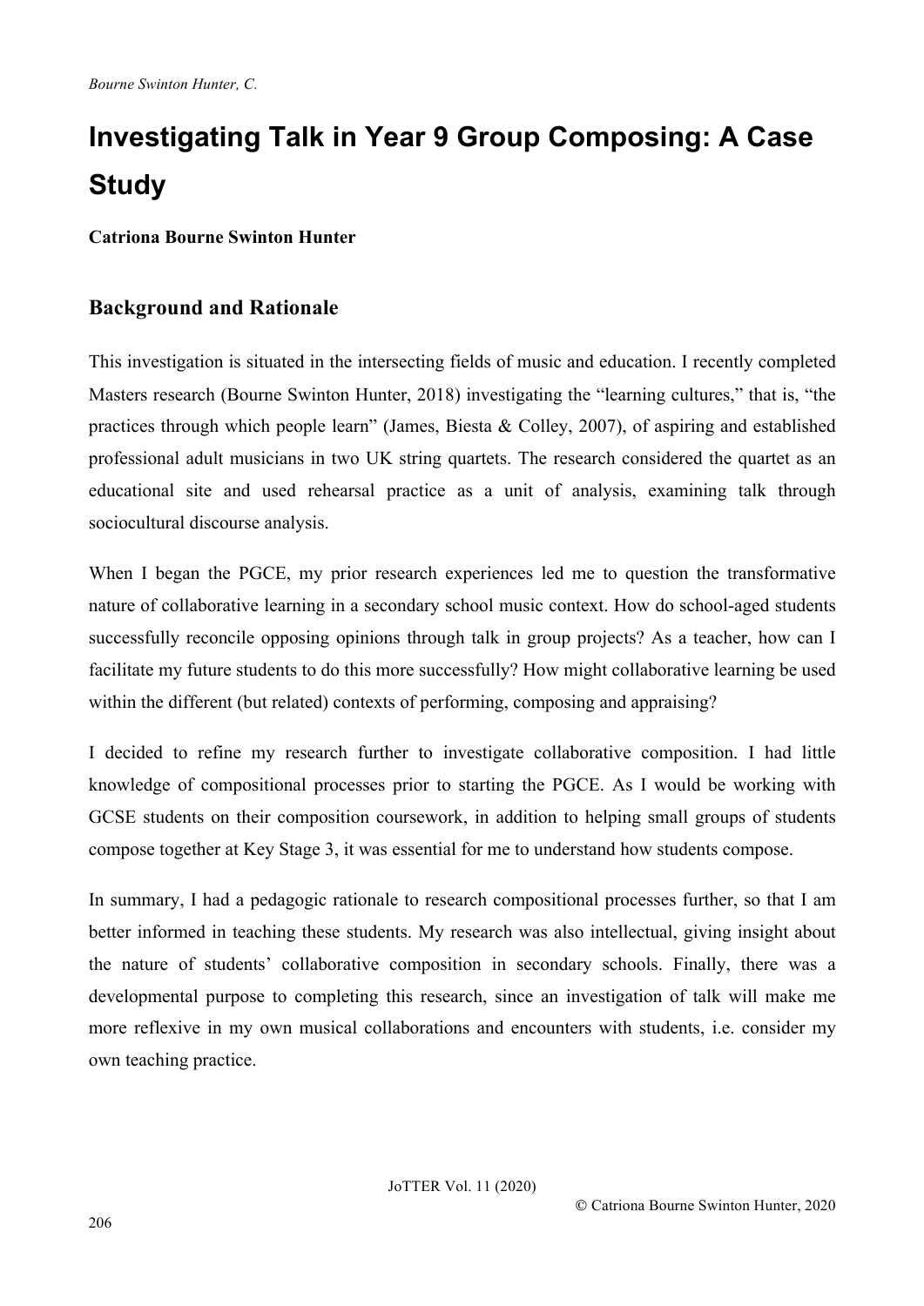# Investigating Talk in Year 9 Group Composing: A Case Study

**Catriona Bourne Swinton Hunter**

## Background and Rationale

This investigation is situated in the intersecting fields of music and education. I recently completed Masters research (Bourne Swinton Hunter, 2018) investigating the "learning cultures," that is, "the practices through which people learn" (James, Biesta & Colley, 2007), of aspiring and established professional adult musicians in two UK string quartets. The research considered the quartet as an educational site and used rehearsal practice as a unit of analysis, examining talk through sociocultural discourse analysis.

When I began the PGCE, my prior research experiences led me to question the transformative nature of collaborative learning in a secondary school music context. How do school-aged students successfully reconcile opposing opinions through talk in group projects? As a teacher, how can I facilitate my future students to do this more successfully? How might collaborative learning be used within the different (but related) contexts of performing, composing and appraising?

I decided to refine my research further to investigate collaborative composition. I had little knowledge of compositional processes prior to starting the PGCE. As I would be working with GCSE students on their composition coursework, in addition to helping small groups of students compose together at Key Stage 3, it was essential for me to understand how students compose.

In summary, I had a pedagogic rationale to research compositional processes further, so that I am better informed in teaching these students. My research was also intellectual, giving insight about the nature of students' collaborative composition in secondary schools. Finally, there was a developmental purpose to completing this research, since an investigation of talk will make me more reflexive in my own musical collaborations and encounters with students, i.e. consider my own teaching practice.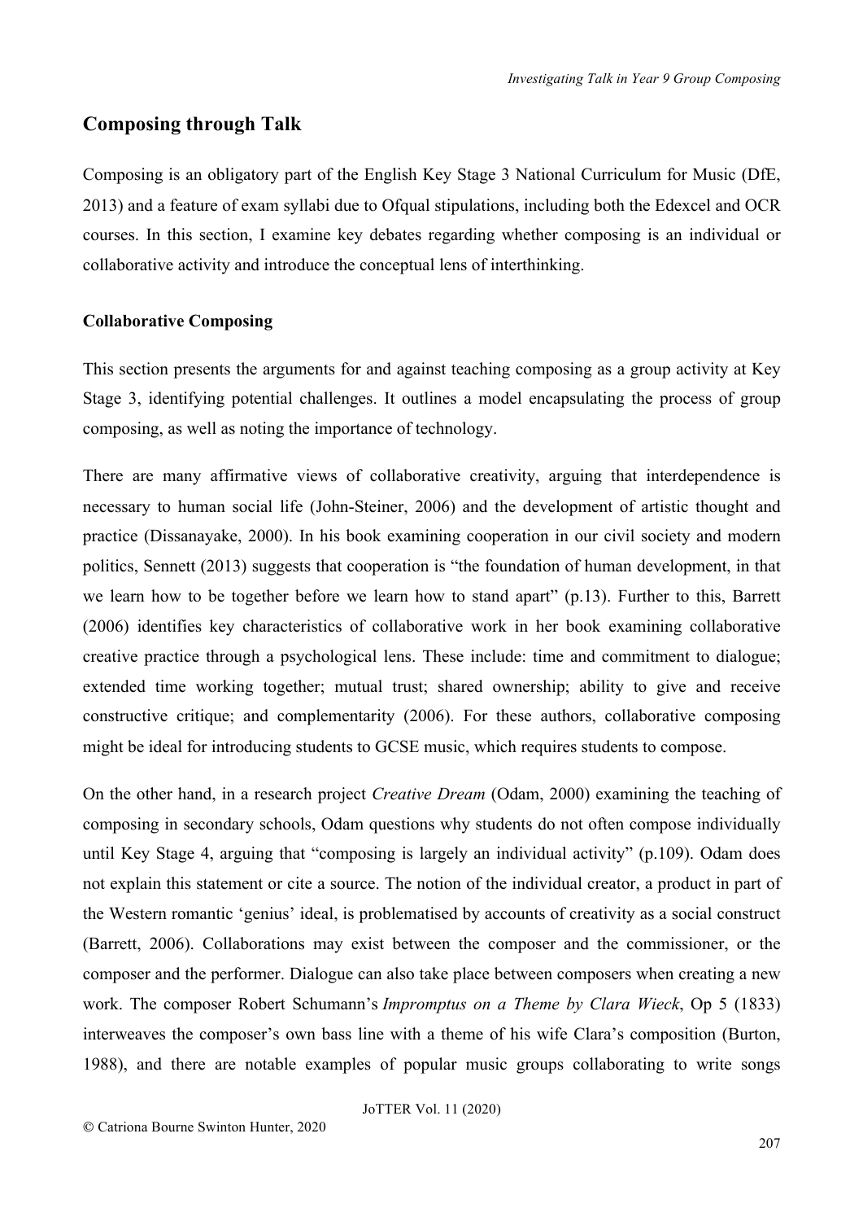## Composing through Talk

Composing is an obligatory part of the English Key Stage 3 National Curriculum for Music (DfE, 2013) and a feature of exam syllabi due to Ofqual stipulations, including both the Edexcel and OCR courses. In this section, I examine key debates regarding whether composing is an individual or collaborative activity and introduce the conceptual lens of interthinking.

### Collaborative Composing

This section presents the arguments for and against teaching composing as a group activity at Key Stage 3, identifying potential challenges. It outlines a model encapsulating the process of group composing, as well as noting the importance of technology.

There are many affirmative views of collaborative creativity, arguing that interdependence is necessary to human social life (John-Steiner, 2006) and the development of artistic thought and practice (Dissanayake, 2000). In his book examining cooperation in our civil society and modern politics, Sennett (2013) suggests that cooperation is "the foundation of human development, in that we learn how to be together before we learn how to stand apart" (p.13). Further to this, Barrett (2006) identifies key characteristics of collaborative work in her book examining collaborative creative practice through a psychological lens. These include: time and commitment to dialogue; extended time working together; mutual trust; shared ownership; ability to give and receive constructive critique; and complementarity (2006). For these authors, collaborative composing might be ideal for introducing students to GCSE music, which requires students to compose.

On the other hand, in a research project *Creative Dream* (Odam, 2000) examining the teaching of composing in secondary schools, Odam questions why students do not often compose individually until Key Stage 4, arguing that "composing is largely an individual activity" (p.109). Odam does not explain this statement or cite a source. The notion of the individual creator, a product in part of the Western romantic 'genius' ideal, is problematised by accounts of creativity as a social construct (Barrett, 2006). Collaborations may exist between the composer and the commissioner, or the composer and the performer. Dialogue can also take place between composers when creating a new work. The composer Robert Schumann's *Impromptus on a Theme by Clara Wieck*, Op 5 (1833) interweaves the composer's own bass line with a theme of his wife Clara's composition (Burton, 1988), and there are notable examples of popular music groups collaborating to write songs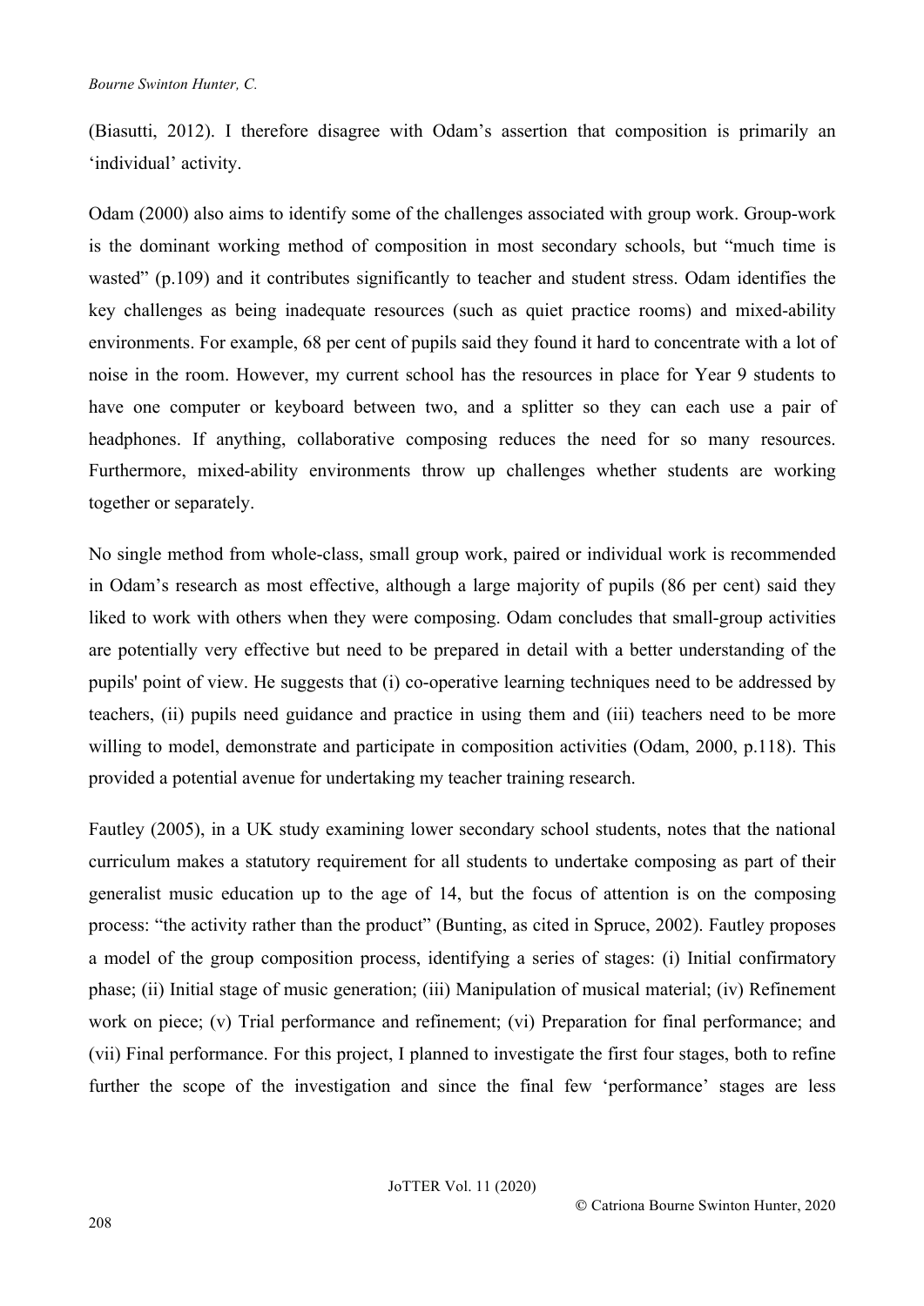(Biasutti, 2012). I therefore disagree with Odam's assertion that composition is primarily an 'individual' activity.

Odam (2000) also aims to identify some of the challenges associated with group work. Group-work is the dominant working method of composition in most secondary schools, but "much time is wasted" (p.109) and it contributes significantly to teacher and student stress. Odam identifies the key challenges as being inadequate resources (such as quiet practice rooms) and mixed-ability environments. For example, 68 per cent of pupils said they found it hard to concentrate with a lot of noise in the room. However, my current school has the resources in place for Year 9 students to have one computer or keyboard between two, and a splitter so they can each use a pair of headphones. If anything, collaborative composing reduces the need for so many resources. Furthermore, mixed-ability environments throw up challenges whether students are working together or separately.

No single method from whole-class, small group work, paired or individual work is recommended in Odam's research as most effective, although a large majority of pupils (86 per cent) said they liked to work with others when they were composing. Odam concludes that small-group activities are potentially very effective but need to be prepared in detail with a better understanding of the pupils' point of view. He suggests that (i) co-operative learning techniques need to be addressed by teachers, (ii) pupils need guidance and practice in using them and (iii) teachers need to be more willing to model, demonstrate and participate in composition activities (Odam, 2000, p.118). This provided a potential avenue for undertaking my teacher training research.

Fautley (2005), in a UK study examining lower secondary school students, notes that the national curriculum makes a statutory requirement for all students to undertake composing as part of their generalist music education up to the age of 14, but the focus of attention is on the composing process: "the activity rather than the product" (Bunting, as cited in Spruce, 2002). Fautley proposes a model of the group composition process, identifying a series of stages: (i) Initial confirmatory phase; (ii) Initial stage of music generation; (iii) Manipulation of musical material; (iv) Refinement work on piece; (v) Trial performance and refinement; (vi) Preparation for final performance; and (vii) Final performance. For this project, I planned to investigate the first four stages, both to refine further the scope of the investigation and since the final few 'performance' stages are less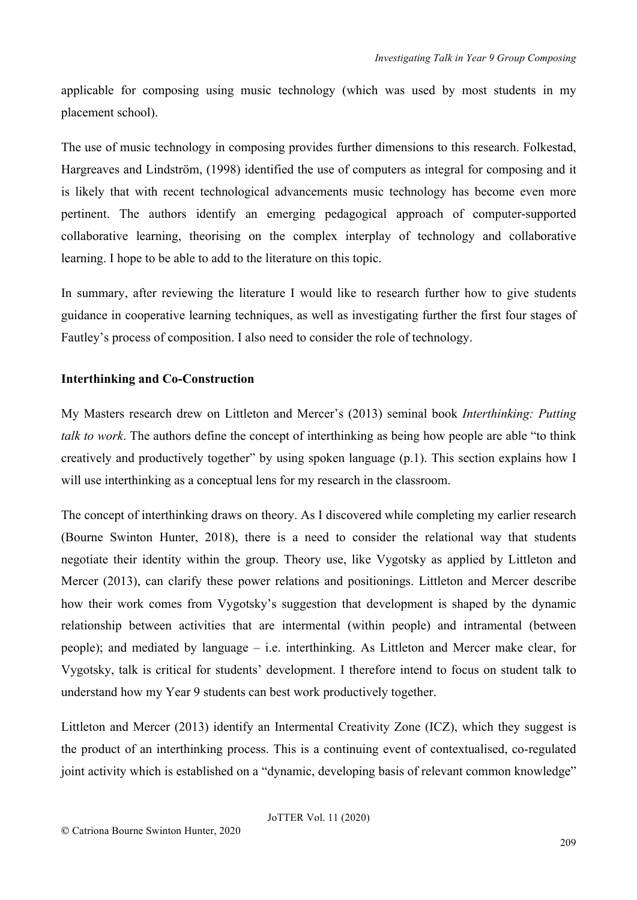applicable for composing using music technology (which was used by most students in my placement school).

The use of music technology in composing provides further dimensions to this research. Folkestad, Hargreaves and Lindström, (1998) identified the use of computers as integral for composing and it is likely that with recent technological advancements music technology has become even more pertinent. The authors identify an emerging pedagogical approach of computer-supported collaborative learning, theorising on the complex interplay of technology and collaborative learning. I hope to be able to add to the literature on this topic.

In summary, after reviewing the literature I would like to research further how to give students guidance in cooperative learning techniques, as well as investigating further the first four stages of Fautley's process of composition. I also need to consider the role of technology.

**Interthinking and Co-Construction**

My Masters research drew on Littleton and Mercer's (2013) seminal book *Interthinking: Putting talk to work*. The authors define the concept of interthinking as being how people are able "to think creatively and productively together" by using spoken language (p.1). This section explains how I will use interthinking as a conceptual lens for my research in the classroom.

The concept of interthinking draws on theory. As I discovered while completing my earlier research (Bourne Swinton Hunter, 2018), there is a need to consider the relational way that students negotiate their identity within the group. Theory use, like Vygotsky as applied by Littleton and Mercer (2013), can clarify these power relations and positionings. Littleton and Mercer describe how their work comes from Vygotsky's suggestion that development is shaped by the dynamic relationship between activities that are intermental (within people) and intramental (between people); and mediated by language – i.e. interthinking. As Littleton and Mercer make clear, for Vygotsky, talk is critical for students' development. I therefore intend to focus on student talk to understand how my Year 9 students can best work productively together.

Littleton and Mercer (2013) identify an Intermental Creativity Zone (ICZ), which they suggest is the product of an interthinking process. This is a continuing event of contextualised, co-regulated joint activity which is established on a "dynamic, developing basis of relevant common knowledge"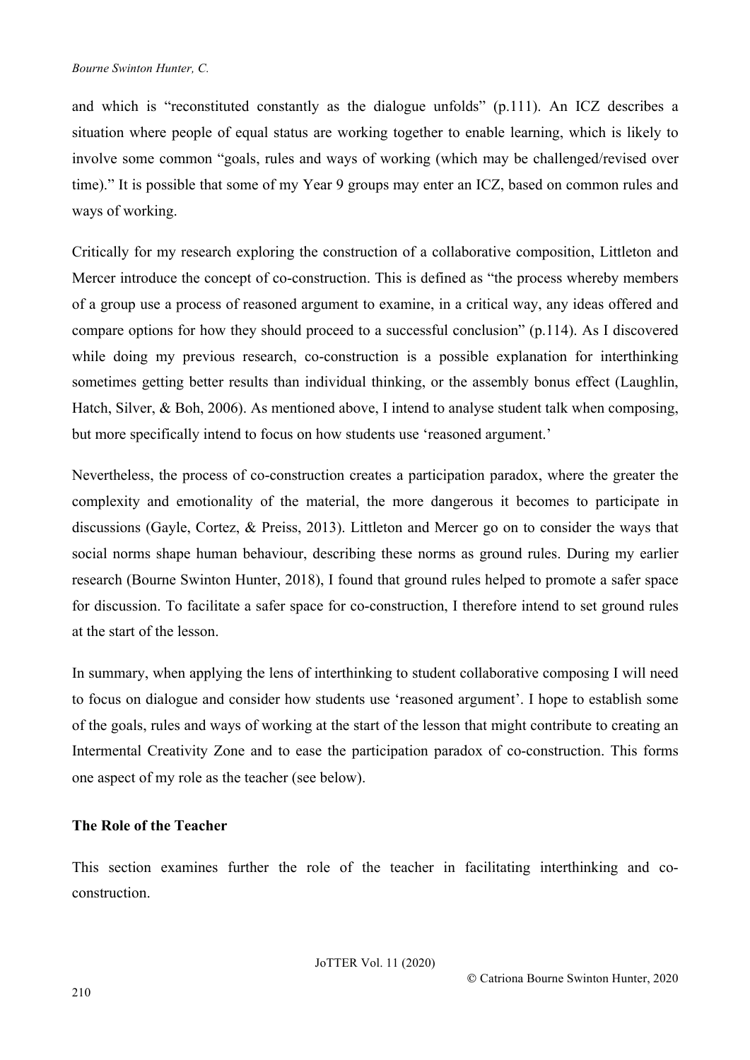and which is "reconstituted constantly as the dialogue unfolds" (p.111). An ICZ describes a situation where people of equal status are working together to enable learning, which is likely to involve some common "goals, rules and ways of working (which may be challenged/revised over time)." It is possible that some of my Year 9 groups may enter an ICZ, based on common rules and ways of working.

Critically for my research exploring the construction of a collaborative composition, Littleton and Mercer introduce the concept of co-construction. This is defined as "the process whereby members of a group use a process of reasoned argument to examine, in a critical way, any ideas offered and compare options for how they should proceed to a successful conclusion" (p.114). As I discovered while doing my previous research, co-construction is a possible explanation for interthinking sometimes getting better results than individual thinking, or the assembly bonus effect (Laughlin, Hatch, Silver, & Boh, 2006). As mentioned above, I intend to analyse student talk when composing, but more specifically intend to focus on how students use 'reasoned argument.'

Nevertheless, the process of co-construction creates a participation paradox, where the greater the complexity and emotionality of the material, the more dangerous it becomes to participate in discussions (Gayle, Cortez, & Preiss, 2013). Littleton and Mercer go on to consider the ways that social norms shape human behaviour, describing these norms as ground rules. During my earlier research (Bourne Swinton Hunter, 2018), I found that ground rules helped to promote a safer space for discussion. To facilitate a safer space for co-construction, I therefore intend to set ground rules at the start of the lesson.

In summary, when applying the lens of interthinking to student collaborative composing I will need to focus on dialogue and consider how students use 'reasoned argument'. I hope to establish some of the goals, rules and ways of working at the start of the lesson that might contribute to creating an Intermental Creativity Zone and to ease the participation paradox of co-construction. This forms one aspect of my role as the teacher (see below).

### The Role of the Teacher

This section examines further the role of the teacher in facilitating interthinking and co-construction.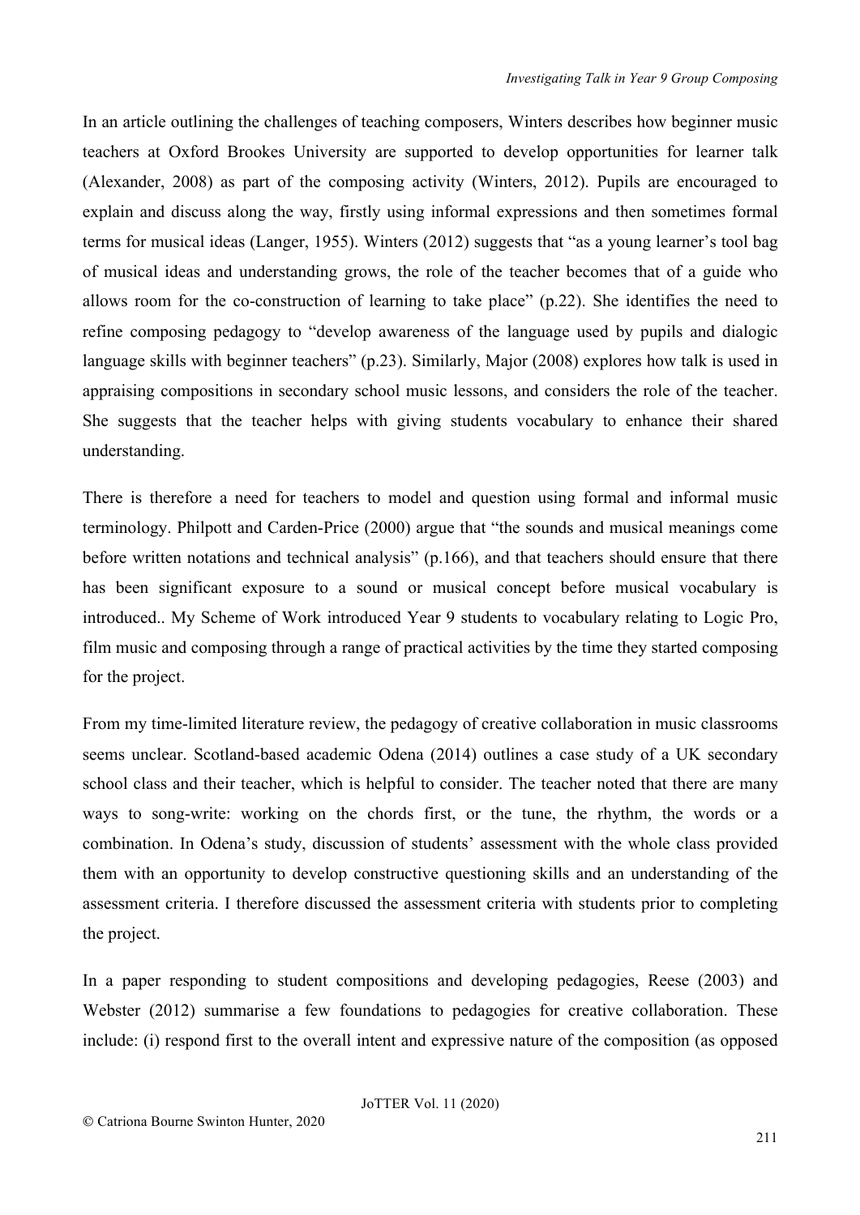In an article outlining the challenges of teaching composers, Winters describes how beginner music teachers at Oxford Brookes University are supported to develop opportunities for learner talk (Alexander, 2008) as part of the composing activity (Winters, 2012). Pupils are encouraged to explain and discuss along the way, firstly using informal expressions and then sometimes formal terms for musical ideas (Langer, 1955). Winters (2012) suggests that "as a young learner's tool bag of musical ideas and understanding grows, the role of the teacher becomes that of a guide who allows room for the co-construction of learning to take place" (p.22). She identifies the need to refine composing pedagogy to "develop awareness of the language used by pupils and dialogic language skills with beginner teachers" (p.23). Similarly, Major (2008) explores how talk is used in appraising compositions in secondary school music lessons, and considers the role of the teacher. She suggests that the teacher helps with giving students vocabulary to enhance their shared understanding.

There is therefore a need for teachers to model and question using formal and informal music terminology. Philpott and Carden-Price (2000) argue that "the sounds and musical meanings come before written notations and technical analysis" (p.166), and that teachers should ensure that there has been significant exposure to a sound or musical concept before musical vocabulary is introduced.. My Scheme of Work introduced Year 9 students to vocabulary relating to Logic Pro, film music and composing through a range of practical activities by the time they started composing for the project.

From my time-limited literature review, the pedagogy of creative collaboration in music classrooms seems unclear. Scotland-based academic Odena (2014) outlines a case study of a UK secondary school class and their teacher, which is helpful to consider. The teacher noted that there are many ways to song-write: working on the chords first, or the tune, the rhythm, the words or a combination. In Odena's study, discussion of students' assessment with the whole class provided them with an opportunity to develop constructive questioning skills and an understanding of the assessment criteria. I therefore discussed the assessment criteria with students prior to completing the project.

In a paper responding to student compositions and developing pedagogies, Reese (2003) and Webster (2012) summarise a few foundations to pedagogies for creative collaboration. These include: (i) respond first to the overall intent and expressive nature of the composition (as opposed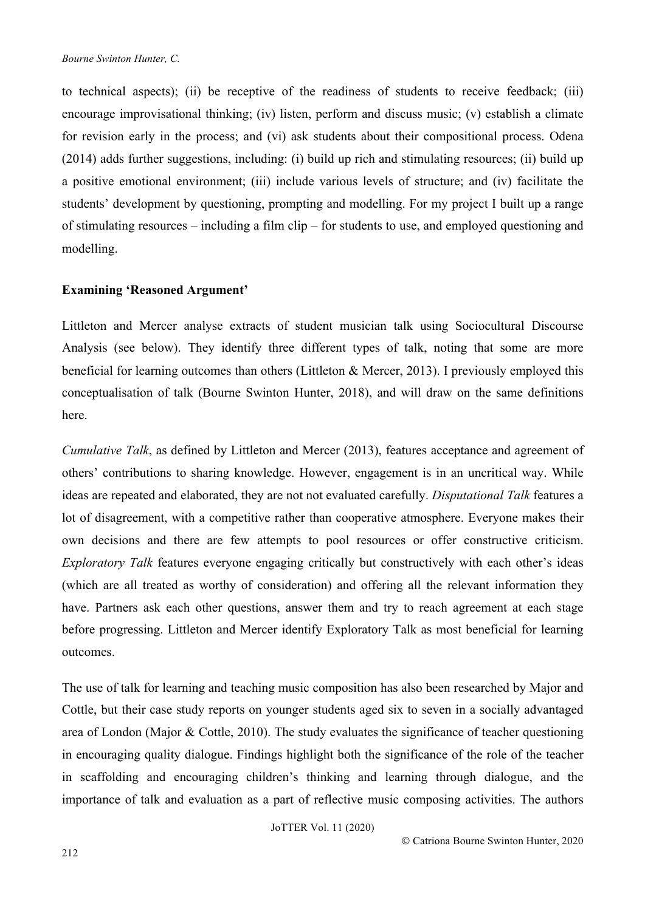to technical aspects); (ii) be receptive of the readiness of students to receive feedback; (iii) encourage improvisational thinking; (iv) listen, perform and discuss music; (v) establish a climate for revision early in the process; and (vi) ask students about their compositional process. Odena (2014) adds further suggestions, including: (i) build up rich and stimulating resources; (ii) build up a positive emotional environment; (iii) include various levels of structure; and (iv) facilitate the students' development by questioning, prompting and modelling. For my project I built up a range of stimulating resources – including a film clip – for students to use, and employed questioning and modelling.

**Examining 'Reasoned Argument'**

Littleton and Mercer analyse extracts of student musician talk using Sociocultural Discourse Analysis (see below). They identify three different types of talk, noting that some are more beneficial for learning outcomes than others (Littleton & Mercer, 2013). I previously employed this conceptualisation of talk (Bourne Swinton Hunter, 2018), and will draw on the same definitions here.

*Cumulative Talk*, as defined by Littleton and Mercer (2013), features acceptance and agreement of others' contributions to sharing knowledge. However, engagement is in an uncritical way. While ideas are repeated and elaborated, they are not not evaluated carefully. *Disputational Talk* features a lot of disagreement, with a competitive rather than cooperative atmosphere. Everyone makes their own decisions and there are few attempts to pool resources or offer constructive criticism. *Exploratory Talk* features everyone engaging critically but constructively with each other's ideas (which are all treated as worthy of consideration) and offering all the relevant information they have. Partners ask each other questions, answer them and try to reach agreement at each stage before progressing. Littleton and Mercer identify Exploratory Talk as most beneficial for learning outcomes.

The use of talk for learning and teaching music composition has also been researched by Major and Cottle, but their case study reports on younger students aged six to seven in a socially advantaged area of London (Major & Cottle, 2010). The study evaluates the significance of teacher questioning in encouraging quality dialogue. Findings highlight both the significance of the role of the teacher in scaffolding and encouraging children's thinking and learning through dialogue, and the importance of talk and evaluation as a part of reflective music composing activities. The authors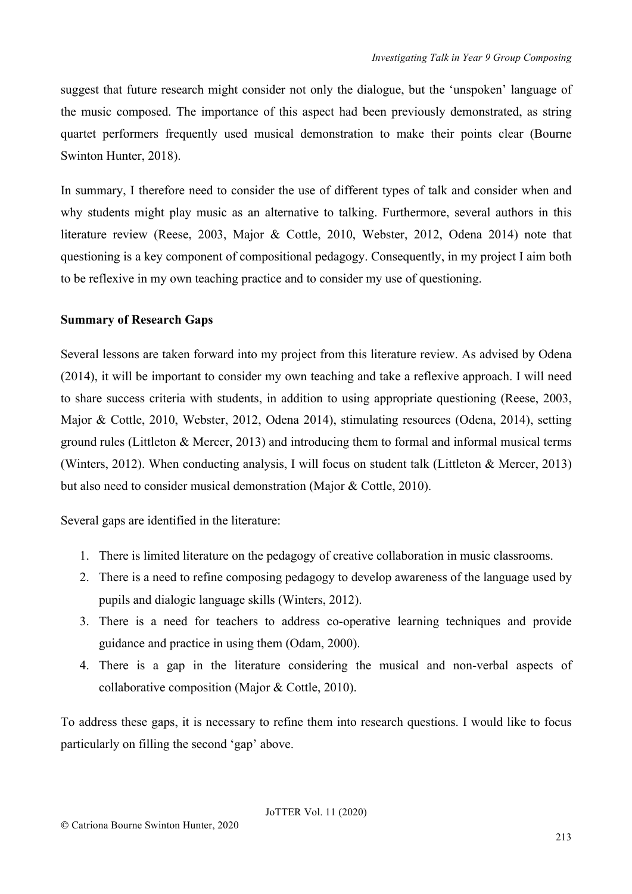suggest that future research might consider not only the dialogue, but the 'unspoken' language of the music composed. The importance of this aspect had been previously demonstrated, as string quartet performers frequently used musical demonstration to make their points clear (Bourne Swinton Hunter, 2018).

In summary, I therefore need to consider the use of different types of talk and consider when and why students might play music as an alternative to talking. Furthermore, several authors in this literature review (Reese, 2003, Major & Cottle, 2010, Webster, 2012, Odena 2014) note that questioning is a key component of compositional pedagogy. Consequently, in my project I aim both to be reflexive in my own teaching practice and to consider my use of questioning.

**Summary of Research Gaps**

Several lessons are taken forward into my project from this literature review. As advised by Odena (2014), it will be important to consider my own teaching and take a reflexive approach. I will need to share success criteria with students, in addition to using appropriate questioning (Reese, 2003, Major & Cottle, 2010, Webster, 2012, Odena 2014), stimulating resources (Odena, 2014), setting ground rules (Littleton & Mercer, 2013) and introducing them to formal and informal musical terms (Winters, 2012). When conducting analysis, I will focus on student talk (Littleton & Mercer, 2013) but also need to consider musical demonstration (Major & Cottle, 2010).

Several gaps are identified in the literature:

1. There is limited literature on the pedagogy of creative collaboration in music classrooms.
2. There is a need to refine composing pedagogy to develop awareness of the language used by pupils and dialogic language skills (Winters, 2012).
3. There is a need for teachers to address co-operative learning techniques and provide guidance and practice in using them (Odam, 2000).
4. There is a gap in the literature considering the musical and non-verbal aspects of collaborative composition (Major & Cottle, 2010).

To address these gaps, it is necessary to refine them into research questions. I would like to focus particularly on filling the second 'gap' above.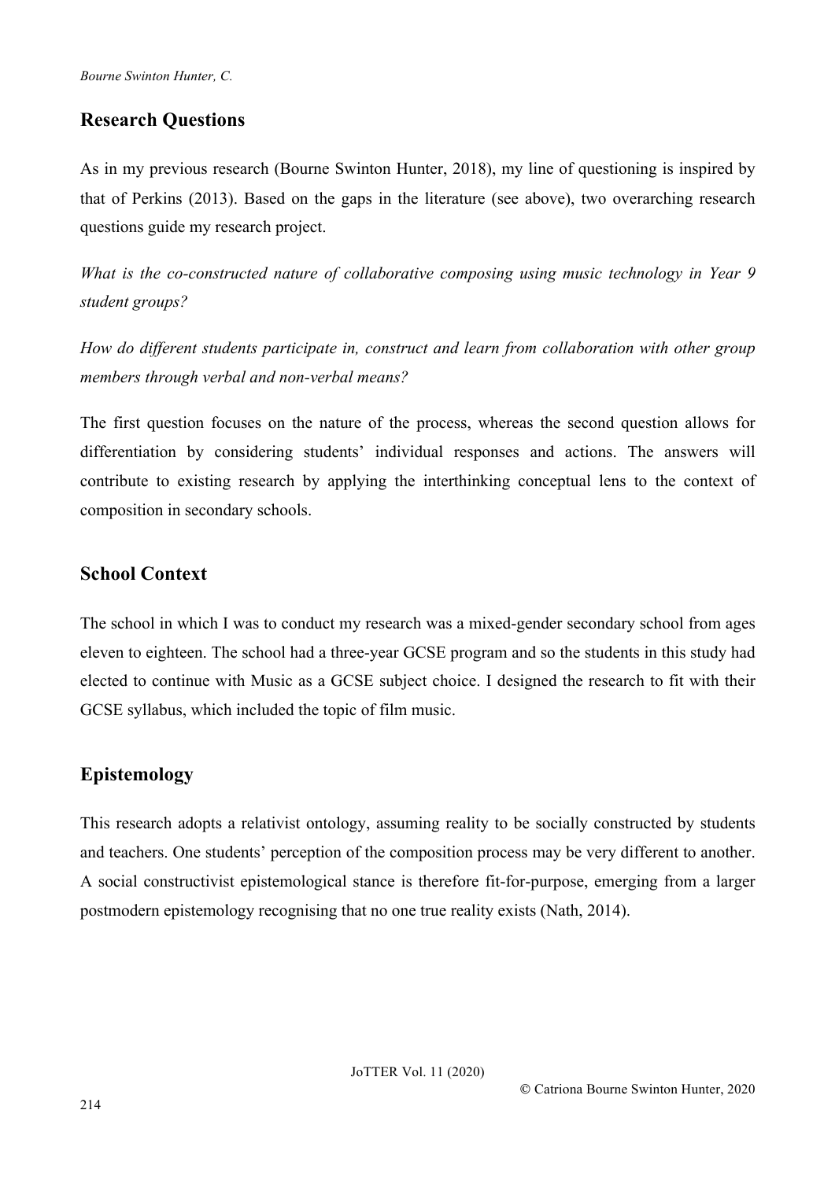## Research Questions

As in my previous research (Bourne Swinton Hunter, 2018), my line of questioning is inspired by that of Perkins (2013). Based on the gaps in the literature (see above), two overarching research questions guide my research project.

*What is the co-constructed nature of collaborative composing using music technology in Year 9 student groups?*

*How do different students participate in, construct and learn from collaboration with other group members through verbal and non-verbal means?*

The first question focuses on the nature of the process, whereas the second question allows for differentiation by considering students' individual responses and actions. The answers will contribute to existing research by applying the interthinking conceptual lens to the context of composition in secondary schools.

## School Context

The school in which I was to conduct my research was a mixed-gender secondary school from ages eleven to eighteen. The school had a three-year GCSE program and so the students in this study had elected to continue with Music as a GCSE subject choice. I designed the research to fit with their GCSE syllabus, which included the topic of film music.

## Epistemology

This research adopts a relativist ontology, assuming reality to be socially constructed by students and teachers. One students' perception of the composition process may be very different to another. A social constructivist epistemological stance is therefore fit-for-purpose, emerging from a larger postmodern epistemology recognising that no one true reality exists (Nath, 2014).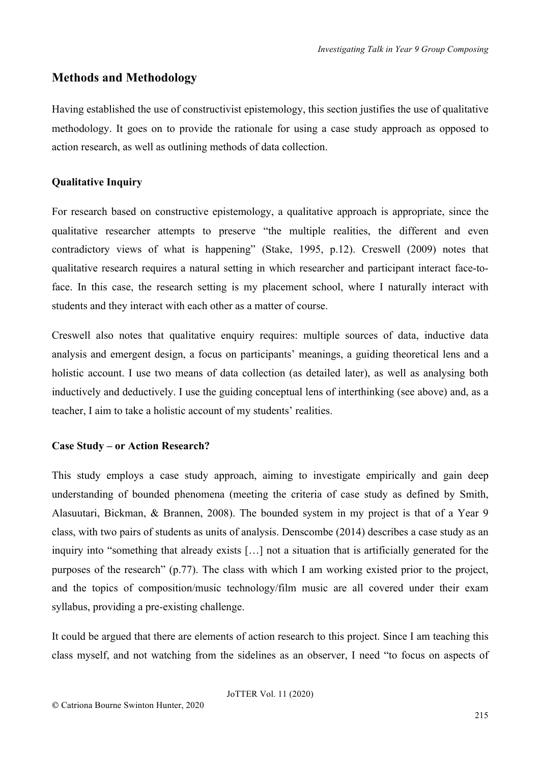## Methods and Methodology

Having established the use of constructivist epistemology, this section justifies the use of qualitative methodology. It goes on to provide the rationale for using a case study approach as opposed to action research, as well as outlining methods of data collection.

### Qualitative Inquiry

For research based on constructive epistemology, a qualitative approach is appropriate, since the qualitative researcher attempts to preserve "the multiple realities, the different and even contradictory views of what is happening" (Stake, 1995, p.12). Creswell (2009) notes that qualitative research requires a natural setting in which researcher and participant interact face-to-face. In this case, the research setting is my placement school, where I naturally interact with students and they interact with each other as a matter of course.

Creswell also notes that qualitative enquiry requires: multiple sources of data, inductive data analysis and emergent design, a focus on participants' meanings, a guiding theoretical lens and a holistic account. I use two means of data collection (as detailed later), as well as analysing both inductively and deductively. I use the guiding conceptual lens of interthinking (see above) and, as a teacher, I aim to take a holistic account of my students' realities.

### Case Study – or Action Research?

This study employs a case study approach, aiming to investigate empirically and gain deep understanding of bounded phenomena (meeting the criteria of case study as defined by Smith, Alasuutari, Bickman, & Brannen, 2008). The bounded system in my project is that of a Year 9 class, with two pairs of students as units of analysis. Denscombe (2014) describes a case study as an inquiry into "something that already exists […] not a situation that is artificially generated for the purposes of the research" (p.77). The class with which I am working existed prior to the project, and the topics of composition/music technology/film music are all covered under their exam syllabus, providing a pre-existing challenge.

It could be argued that there are elements of action research to this project. Since I am teaching this class myself, and not watching from the sidelines as an observer, I need "to focus on aspects of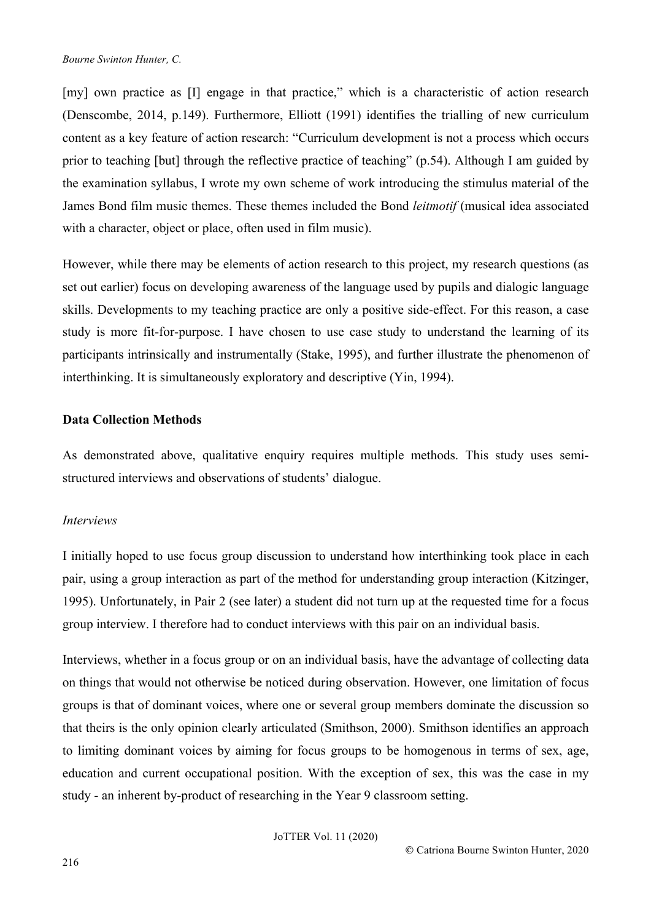[my] own practice as [I] engage in that practice," which is a characteristic of action research (Denscombe, 2014, p.149). Furthermore, Elliott (1991) identifies the trialling of new curriculum content as a key feature of action research: "Curriculum development is not a process which occurs prior to teaching [but] through the reflective practice of teaching" (p.54). Although I am guided by the examination syllabus, I wrote my own scheme of work introducing the stimulus material of the James Bond film music themes. These themes included the Bond *leitmotif* (musical idea associated with a character, object or place, often used in film music).

However, while there may be elements of action research to this project, my research questions (as set out earlier) focus on developing awareness of the language used by pupils and dialogic language skills. Developments to my teaching practice are only a positive side-effect. For this reason, a case study is more fit-for-purpose. I have chosen to use case study to understand the learning of its participants intrinsically and instrumentally (Stake, 1995), and further illustrate the phenomenon of interthinking. It is simultaneously exploratory and descriptive (Yin, 1994).

**Data Collection Methods**

As demonstrated above, qualitative enquiry requires multiple methods. This study uses semi-structured interviews and observations of students' dialogue.

*Interviews*

I initially hoped to use focus group discussion to understand how interthinking took place in each pair, using a group interaction as part of the method for understanding group interaction (Kitzinger, 1995). Unfortunately, in Pair 2 (see later) a student did not turn up at the requested time for a focus group interview. I therefore had to conduct interviews with this pair on an individual basis.

Interviews, whether in a focus group or on an individual basis, have the advantage of collecting data on things that would not otherwise be noticed during observation. However, one limitation of focus groups is that of dominant voices, where one or several group members dominate the discussion so that theirs is the only opinion clearly articulated (Smithson, 2000). Smithson identifies an approach to limiting dominant voices by aiming for focus groups to be homogenous in terms of sex, age, education and current occupational position. With the exception of sex, this was the case in my study - an inherent by-product of researching in the Year 9 classroom setting.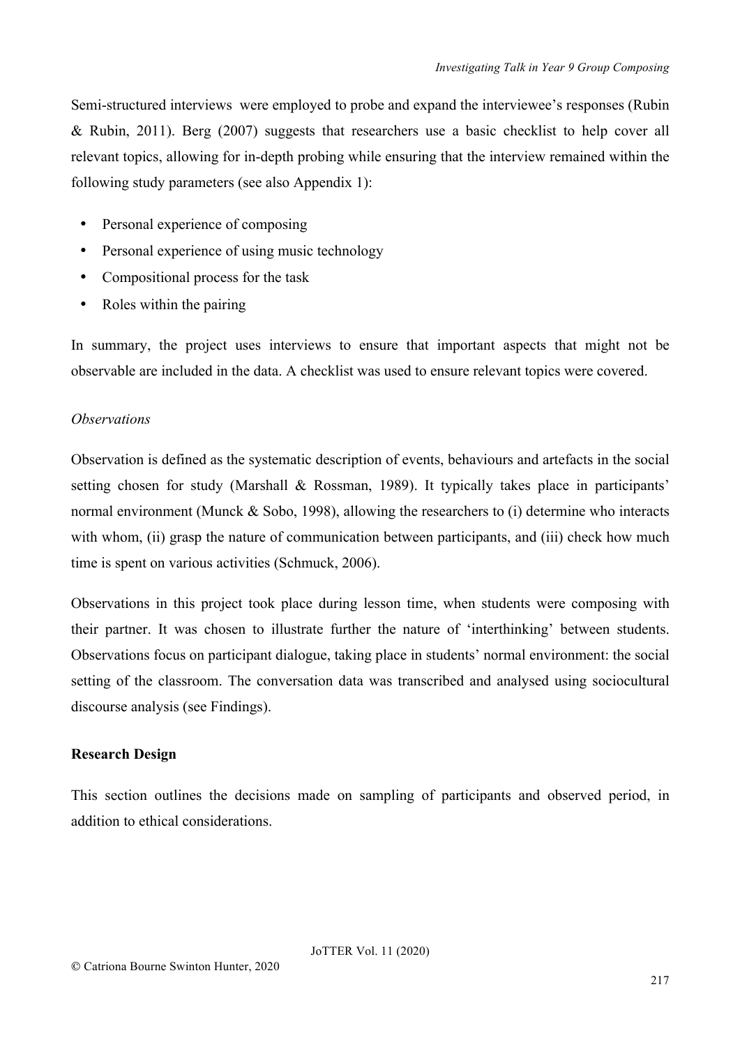Semi-structured interviews were employed to probe and expand the interviewee's responses (Rubin & Rubin, 2011). Berg (2007) suggests that researchers use a basic checklist to help cover all relevant topics, allowing for in-depth probing while ensuring that the interview remained within the following study parameters (see also Appendix 1):

- Personal experience of composing
- Personal experience of using music technology
- Compositional process for the task
- Roles within the pairing

In summary, the project uses interviews to ensure that important aspects that might not be observable are included in the data. A checklist was used to ensure relevant topics were covered.

*Observations*

Observation is defined as the systematic description of events, behaviours and artefacts in the social setting chosen for study (Marshall & Rossman, 1989). It typically takes place in participants' normal environment (Munck & Sobo, 1998), allowing the researchers to (i) determine who interacts with whom, (ii) grasp the nature of communication between participants, and (iii) check how much time is spent on various activities (Schmuck, 2006).

Observations in this project took place during lesson time, when students were composing with their partner. It was chosen to illustrate further the nature of 'interthinking' between students. Observations focus on participant dialogue, taking place in students' normal environment: the social setting of the classroom. The conversation data was transcribed and analysed using sociocultural discourse analysis (see Findings).

**Research Design**

This section outlines the decisions made on sampling of participants and observed period, in addition to ethical considerations.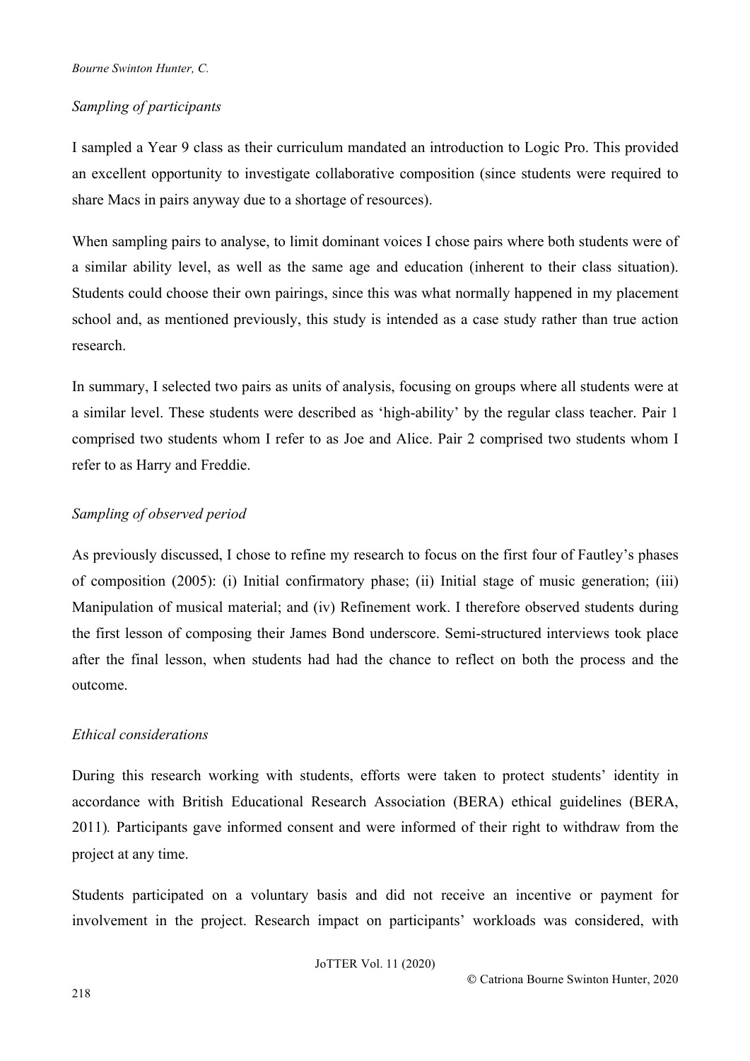### *Sampling of participants*

I sampled a Year 9 class as their curriculum mandated an introduction to Logic Pro. This provided an excellent opportunity to investigate collaborative composition (since students were required to share Macs in pairs anyway due to a shortage of resources).

When sampling pairs to analyse, to limit dominant voices I chose pairs where both students were of a similar ability level, as well as the same age and education (inherent to their class situation). Students could choose their own pairings, since this was what normally happened in my placement school and, as mentioned previously, this study is intended as a case study rather than true action research.

In summary, I selected two pairs as units of analysis, focusing on groups where all students were at a similar level. These students were described as 'high-ability' by the regular class teacher. Pair 1 comprised two students whom I refer to as Joe and Alice. Pair 2 comprised two students whom I refer to as Harry and Freddie.

### *Sampling of observed period*

As previously discussed, I chose to refine my research to focus on the first four of Fautley's phases of composition (2005): (i) Initial confirmatory phase; (ii) Initial stage of music generation; (iii) Manipulation of musical material; and (iv) Refinement work. I therefore observed students during the first lesson of composing their James Bond underscore. Semi-structured interviews took place after the final lesson, when students had had the chance to reflect on both the process and the outcome.

### *Ethical considerations*

During this research working with students, efforts were taken to protect students' identity in accordance with British Educational Research Association (BERA) ethical guidelines (BERA, 2011). Participants gave informed consent and were informed of their right to withdraw from the project at any time.

Students participated on a voluntary basis and did not receive an incentive or payment for involvement in the project. Research impact on participants' workloads was considered, with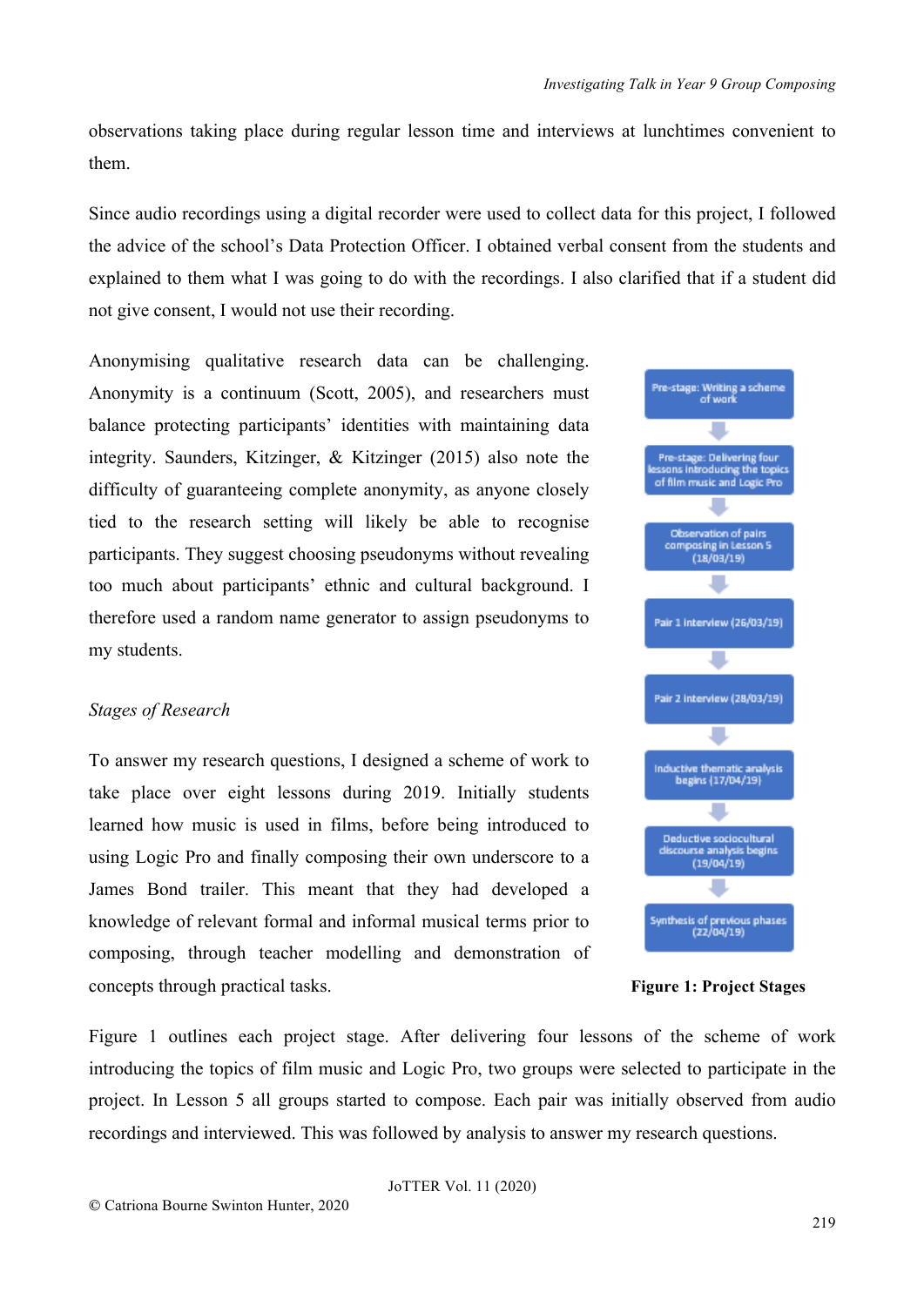observations taking place during regular lesson time and interviews at lunchtimes convenient to them.

Since audio recordings using a digital recorder were used to collect data for this project, I followed the advice of the school's Data Protection Officer. I obtained verbal consent from the students and explained to them what I was going to do with the recordings. I also clarified that if a student did not give consent, I would not use their recording.

Anonymising qualitative research data can be challenging. Anonymity is a continuum (Scott, 2005), and researchers must balance protecting participants' identities with maintaining data integrity. Saunders, Kitzinger, & Kitzinger (2015) also note the difficulty of guaranteeing complete anonymity, as anyone closely tied to the research setting will likely be able to recognise participants. They suggest choosing pseudonyms without revealing too much about participants' ethnic and cultural background. I therefore used a random name generator to assign pseudonyms to my students.

*Stages of Research*

To answer my research questions, I designed a scheme of work to take place over eight lessons during 2019. Initially students learned how music is used in films, before being introduced to using Logic Pro and finally composing their own underscore to a James Bond trailer. This meant that they had developed a knowledge of relevant formal and informal musical terms prior to composing, through teacher modelling and demonstration of concepts through practical tasks.

Pre-stage: Writing a scheme of work
↓
Pre-stage: Delivering four lessons introducing the topics of film music and Logic Pro
↓
Observation of pairs composing in Lesson 5 (18/03/19)
↓
Pair 1 interview (26/03/19)
↓
Pair 2 interview (28/03/19)
↓
Inductive thematic analysis begins (17/04/19)
↓
Deductive sociocultural discourse analysis begins (19/04/19)
↓
Synthesis of previous phases (22/04/19)

**Figure 1: Project Stages**

Figure 1 outlines each project stage. After delivering four lessons of the scheme of work introducing the topics of film music and Logic Pro, two groups were selected to participate in the project. In Lesson 5 all groups started to compose. Each pair was initially observed from audio recordings and interviewed. This was followed by analysis to answer my research questions.

© Catriona Bourne Swinton Hunter, 2020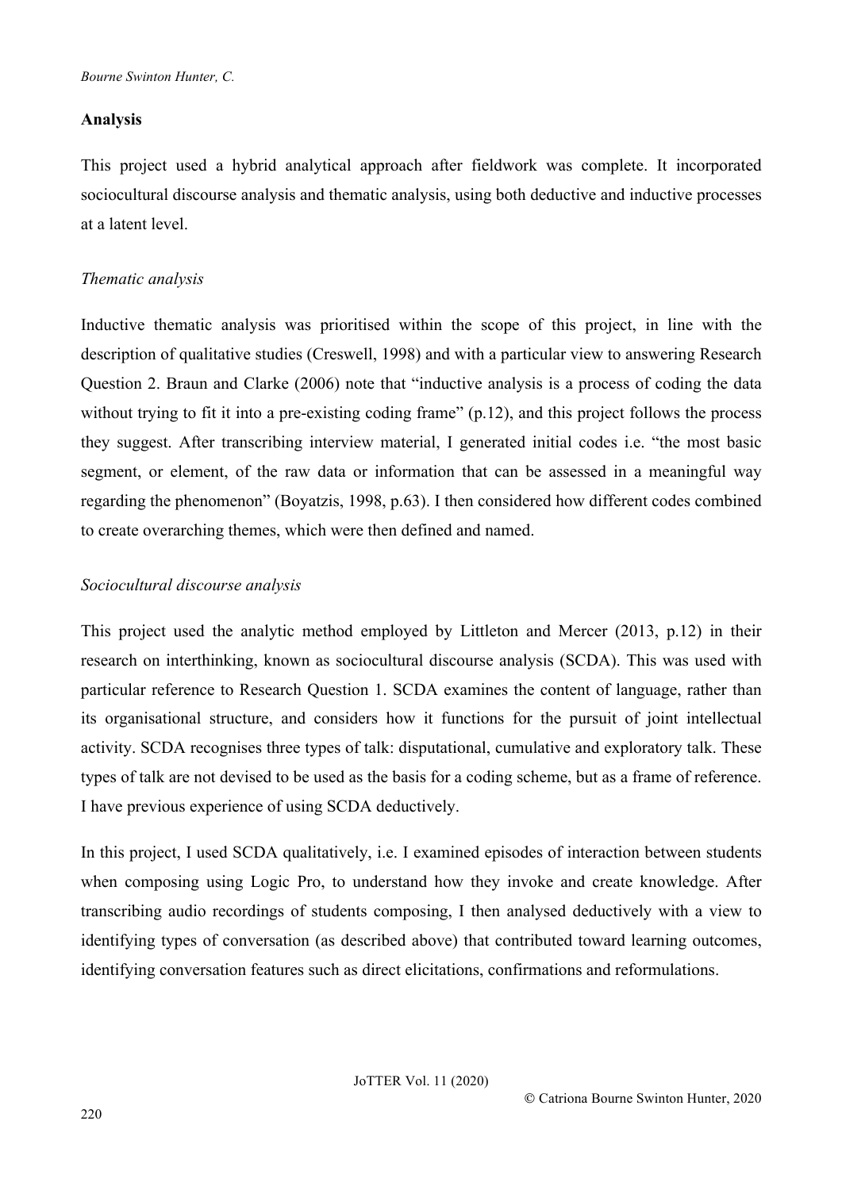## Analysis

This project used a hybrid analytical approach after fieldwork was complete. It incorporated sociocultural discourse analysis and thematic analysis, using both deductive and inductive processes at a latent level.

### *Thematic analysis*

Inductive thematic analysis was prioritised within the scope of this project, in line with the description of qualitative studies (Creswell, 1998) and with a particular view to answering Research Question 2. Braun and Clarke (2006) note that "inductive analysis is a process of coding the data without trying to fit it into a pre-existing coding frame" (p.12), and this project follows the process they suggest. After transcribing interview material, I generated initial codes i.e. "the most basic segment, or element, of the raw data or information that can be assessed in a meaningful way regarding the phenomenon" (Boyatzis, 1998, p.63). I then considered how different codes combined to create overarching themes, which were then defined and named.

### *Sociocultural discourse analysis*

This project used the analytic method employed by Littleton and Mercer (2013, p.12) in their research on interthinking, known as sociocultural discourse analysis (SCDA). This was used with particular reference to Research Question 1. SCDA examines the content of language, rather than its organisational structure, and considers how it functions for the pursuit of joint intellectual activity. SCDA recognises three types of talk: disputational, cumulative and exploratory talk. These types of talk are not devised to be used as the basis for a coding scheme, but as a frame of reference. I have previous experience of using SCDA deductively.

In this project, I used SCDA qualitatively, i.e. I examined episodes of interaction between students when composing using Logic Pro, to understand how they invoke and create knowledge. After transcribing audio recordings of students composing, I then analysed deductively with a view to identifying types of conversation (as described above) that contributed toward learning outcomes, identifying conversation features such as direct elicitations, confirmations and reformulations.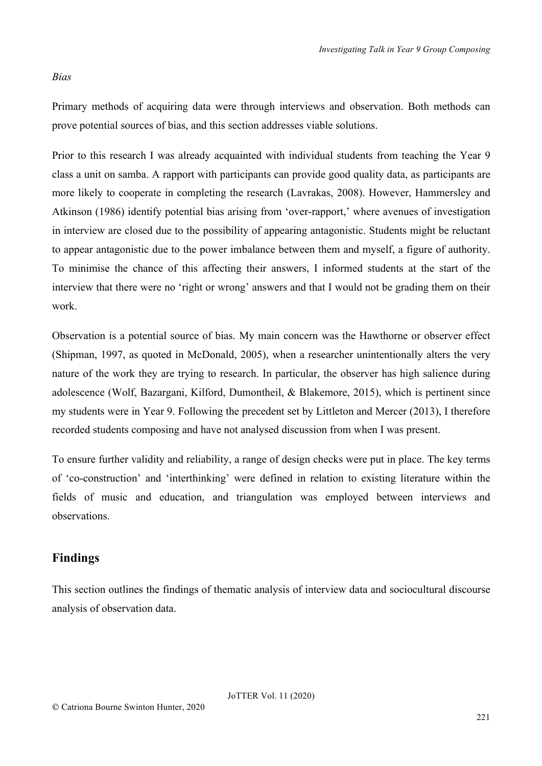*Bias*

Primary methods of acquiring data were through interviews and observation. Both methods can prove potential sources of bias, and this section addresses viable solutions.

Prior to this research I was already acquainted with individual students from teaching the Year 9 class a unit on samba. A rapport with participants can provide good quality data, as participants are more likely to cooperate in completing the research (Lavrakas, 2008). However, Hammersley and Atkinson (1986) identify potential bias arising from 'over-rapport,' where avenues of investigation in interview are closed due to the possibility of appearing antagonistic. Students might be reluctant to appear antagonistic due to the power imbalance between them and myself, a figure of authority. To minimise the chance of this affecting their answers, I informed students at the start of the interview that there were no 'right or wrong' answers and that I would not be grading them on their work.

Observation is a potential source of bias. My main concern was the Hawthorne or observer effect (Shipman, 1997, as quoted in McDonald, 2005), when a researcher unintentionally alters the very nature of the work they are trying to research. In particular, the observer has high salience during adolescence (Wolf, Bazargani, Kilford, Dumontheil, & Blakemore, 2015), which is pertinent since my students were in Year 9. Following the precedent set by Littleton and Mercer (2013), I therefore recorded students composing and have not analysed discussion from when I was present.

To ensure further validity and reliability, a range of design checks were put in place. The key terms of 'co-construction' and 'interthinking' were defined in relation to existing literature within the fields of music and education, and triangulation was employed between interviews and observations.

## Findings

This section outlines the findings of thematic analysis of interview data and sociocultural discourse analysis of observation data.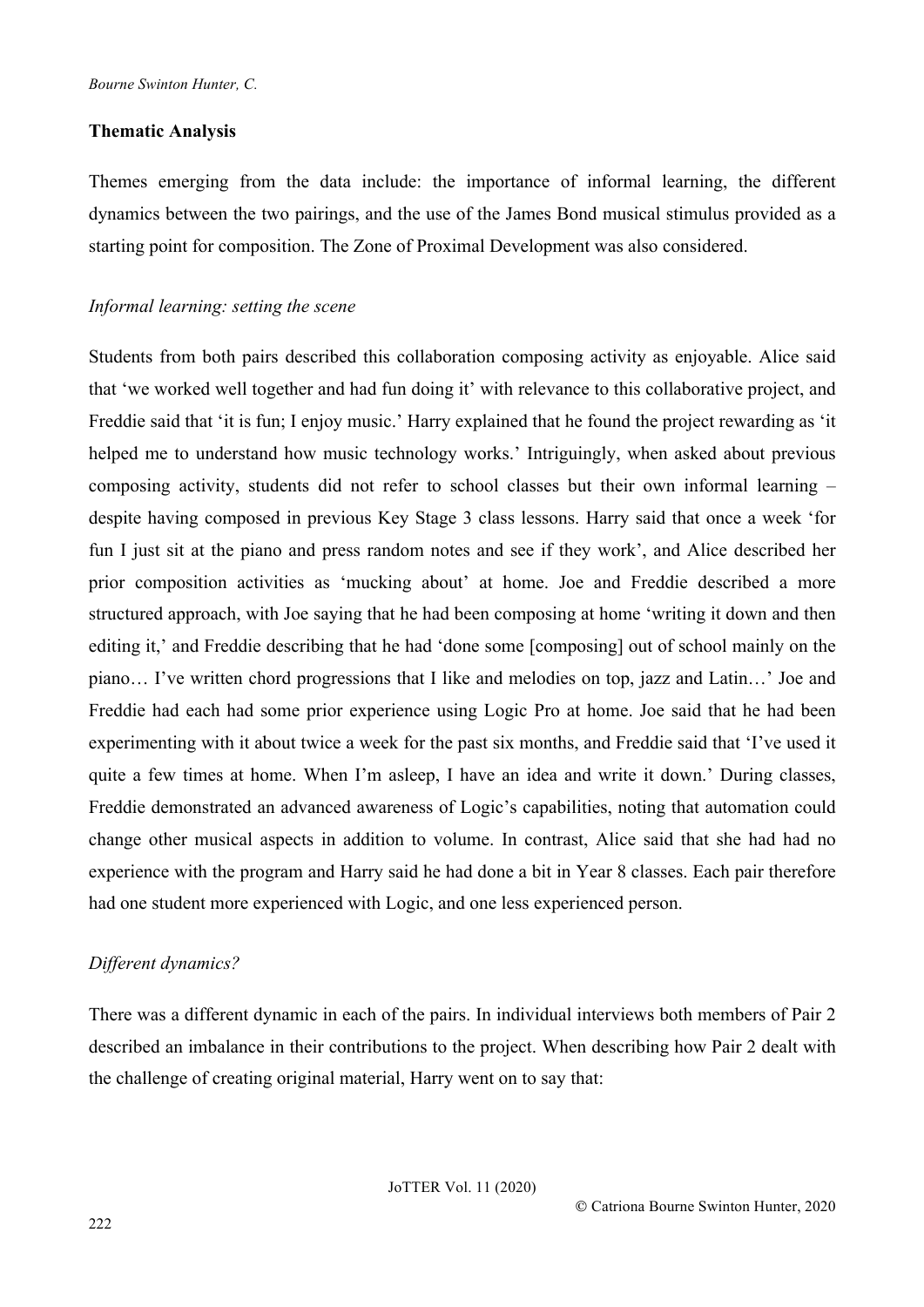### Thematic Analysis

Themes emerging from the data include: the importance of informal learning, the different dynamics between the two pairings, and the use of the James Bond musical stimulus provided as a starting point for composition. The Zone of Proximal Development was also considered.

#### *Informal learning: setting the scene*

Students from both pairs described this collaboration composing activity as enjoyable. Alice said that 'we worked well together and had fun doing it' with relevance to this collaborative project, and Freddie said that 'it is fun; I enjoy music.' Harry explained that he found the project rewarding as 'it helped me to understand how music technology works.' Intriguingly, when asked about previous composing activity, students did not refer to school classes but their own informal learning – despite having composed in previous Key Stage 3 class lessons. Harry said that once a week 'for fun I just sit at the piano and press random notes and see if they work', and Alice described her prior composition activities as 'mucking about' at home. Joe and Freddie described a more structured approach, with Joe saying that he had been composing at home 'writing it down and then editing it,' and Freddie describing that he had 'done some [composing] out of school mainly on the piano… I've written chord progressions that I like and melodies on top, jazz and Latin…' Joe and Freddie had each had some prior experience using Logic Pro at home. Joe said that he had been experimenting with it about twice a week for the past six months, and Freddie said that 'I've used it quite a few times at home. When I'm asleep, I have an idea and write it down.' During classes, Freddie demonstrated an advanced awareness of Logic's capabilities, noting that automation could change other musical aspects in addition to volume. In contrast, Alice said that she had had no experience with the program and Harry said he had done a bit in Year 8 classes. Each pair therefore had one student more experienced with Logic, and one less experienced person.

#### *Different dynamics?*

There was a different dynamic in each of the pairs. In individual interviews both members of Pair 2 described an imbalance in their contributions to the project. When describing how Pair 2 dealt with the challenge of creating original material, Harry went on to say that: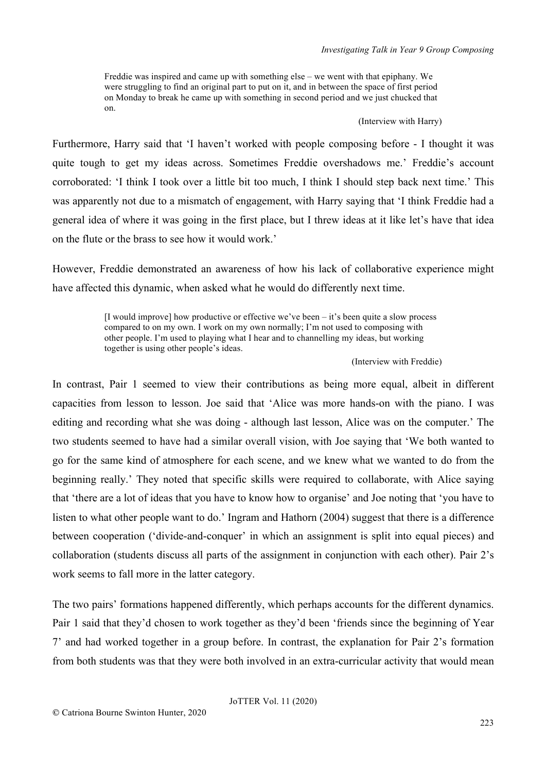> Freddie was inspired and came up with something else – we went with that epiphany. We were struggling to find an original part to put on it, and in between the space of first period on Monday to break he came up with something in second period and we just chucked that on.
>
> (Interview with Harry)

Furthermore, Harry said that 'I haven't worked with people composing before - I thought it was quite tough to get my ideas across. Sometimes Freddie overshadows me.' Freddie's account corroborated: 'I think I took over a little bit too much, I think I should step back next time.' This was apparently not due to a mismatch of engagement, with Harry saying that 'I think Freddie had a general idea of where it was going in the first place, but I threw ideas at it like let's have that idea on the flute or the brass to see how it would work.'

However, Freddie demonstrated an awareness of how his lack of collaborative experience might have affected this dynamic, when asked what he would do differently next time.

> [I would improve] how productive or effective we've been – it's been quite a slow process compared to on my own. I work on my own normally; I'm not used to composing with other people. I'm used to playing what I hear and to channelling my ideas, but working together is using other people's ideas.
>
> (Interview with Freddie)

In contrast, Pair 1 seemed to view their contributions as being more equal, albeit in different capacities from lesson to lesson. Joe said that 'Alice was more hands-on with the piano. I was editing and recording what she was doing - although last lesson, Alice was on the computer.' The two students seemed to have had a similar overall vision, with Joe saying that 'We both wanted to go for the same kind of atmosphere for each scene, and we knew what we wanted to do from the beginning really.' They noted that specific skills were required to collaborate, with Alice saying that 'there are a lot of ideas that you have to know how to organise' and Joe noting that 'you have to listen to what other people want to do.' Ingram and Hathorn (2004) suggest that there is a difference between cooperation ('divide-and-conquer' in which an assignment is split into equal pieces) and collaboration (students discuss all parts of the assignment in conjunction with each other). Pair 2's work seems to fall more in the latter category.

The two pairs' formations happened differently, which perhaps accounts for the different dynamics. Pair 1 said that they'd chosen to work together as they'd been 'friends since the beginning of Year 7' and had worked together in a group before. In contrast, the explanation for Pair 2's formation from both students was that they were both involved in an extra-curricular activity that would mean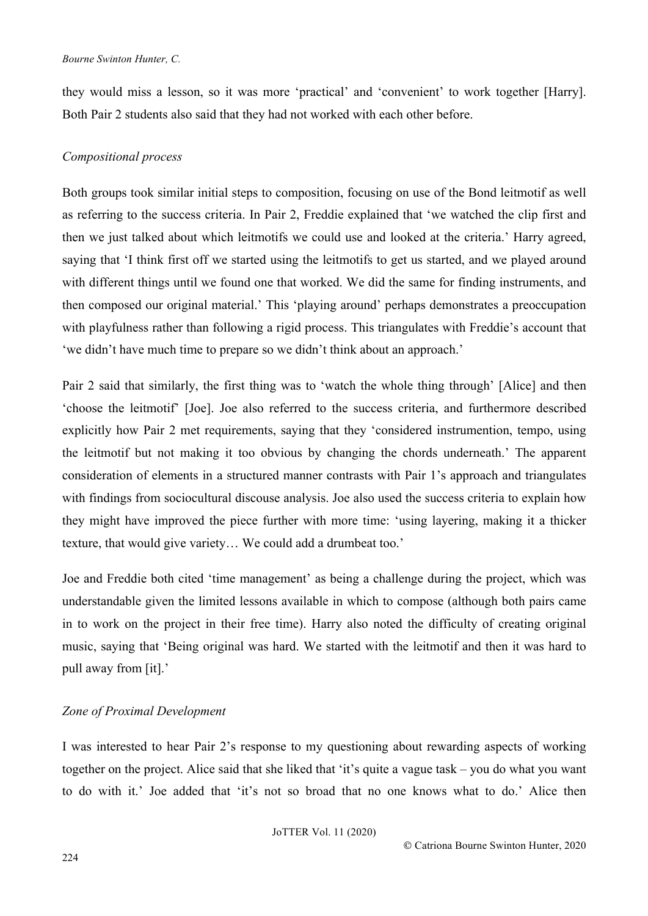they would miss a lesson, so it was more 'practical' and 'convenient' to work together [Harry]. Both Pair 2 students also said that they had not worked with each other before.

*Compositional process*

Both groups took similar initial steps to composition, focusing on use of the Bond leitmotif as well as referring to the success criteria. In Pair 2, Freddie explained that 'we watched the clip first and then we just talked about which leitmotifs we could use and looked at the criteria.' Harry agreed, saying that 'I think first off we started using the leitmotifs to get us started, and we played around with different things until we found one that worked. We did the same for finding instruments, and then composed our original material.' This 'playing around' perhaps demonstrates a preoccupation with playfulness rather than following a rigid process. This triangulates with Freddie's account that 'we didn't have much time to prepare so we didn't think about an approach.'

Pair 2 said that similarly, the first thing was to 'watch the whole thing through' [Alice] and then 'choose the leitmotif' [Joe]. Joe also referred to the success criteria, and furthermore described explicitly how Pair 2 met requirements, saying that they 'considered instrumention, tempo, using the leitmotif but not making it too obvious by changing the chords underneath.' The apparent consideration of elements in a structured manner contrasts with Pair 1's approach and triangulates with findings from sociocultural discouse analysis. Joe also used the success criteria to explain how they might have improved the piece further with more time: 'using layering, making it a thicker texture, that would give variety… We could add a drumbeat too.'

Joe and Freddie both cited 'time management' as being a challenge during the project, which was understandable given the limited lessons available in which to compose (although both pairs came in to work on the project in their free time). Harry also noted the difficulty of creating original music, saying that 'Being original was hard. We started with the leitmotif and then it was hard to pull away from [it].'

*Zone of Proximal Development*

I was interested to hear Pair 2's response to my questioning about rewarding aspects of working together on the project. Alice said that she liked that 'it's quite a vague task – you do what you want to do with it.' Joe added that 'it's not so broad that no one knows what to do.' Alice then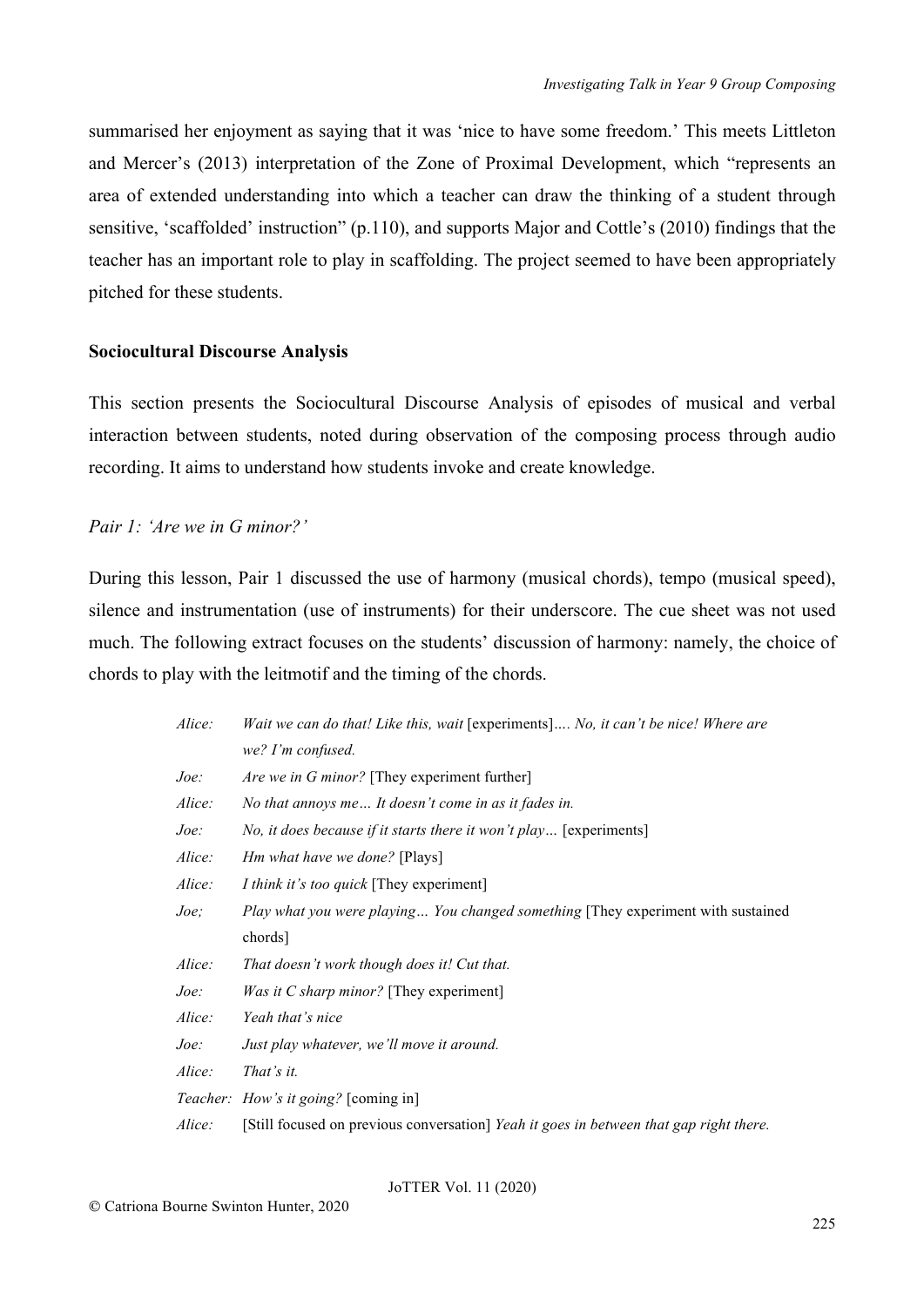summarised her enjoyment as saying that it was 'nice to have some freedom.' This meets Littleton and Mercer's (2013) interpretation of the Zone of Proximal Development, which "represents an area of extended understanding into which a teacher can draw the thinking of a student through sensitive, 'scaffolded' instruction" (p.110), and supports Major and Cottle's (2010) findings that the teacher has an important role to play in scaffolding. The project seemed to have been appropriately pitched for these students.

**Sociocultural Discourse Analysis**

This section presents the Sociocultural Discourse Analysis of episodes of musical and verbal interaction between students, noted during observation of the composing process through audio recording. It aims to understand how students invoke and create knowledge.

*Pair 1: 'Are we in G minor?'*

During this lesson, Pair 1 discussed the use of harmony (musical chords), tempo (musical speed), silence and instrumentation (use of instruments) for their underscore. The cue sheet was not used much. The following extract focuses on the students' discussion of harmony: namely, the choice of chords to play with the leitmotif and the timing of the chords.

*Alice:* *Wait we can do that! Like this, wait* [experiments]*…. No, it can't be nice! Where are we? I'm confused.*
*Joe:* *Are we in G minor?* [They experiment further]
*Alice:* *No that annoys me… It doesn't come in as it fades in.*
*Joe:* *No, it does because if it starts there it won't play…* [experiments]
*Alice:* *Hm what have we done?* [Plays]
*Alice:* *I think it's too quick* [They experiment]
*Joe;* *Play what you were playing… You changed something* [They experiment with sustained chords]
*Alice:* *That doesn't work though does it! Cut that.*
*Joe:* *Was it C sharp minor?* [They experiment]
*Alice:* *Yeah that's nice*
*Joe:* *Just play whatever, we'll move it around.*
*Alice:* *That's it.*
*Teacher:* *How's it going?* [coming in]
*Alice:* [Still focused on previous conversation] *Yeah it goes in between that gap right there.*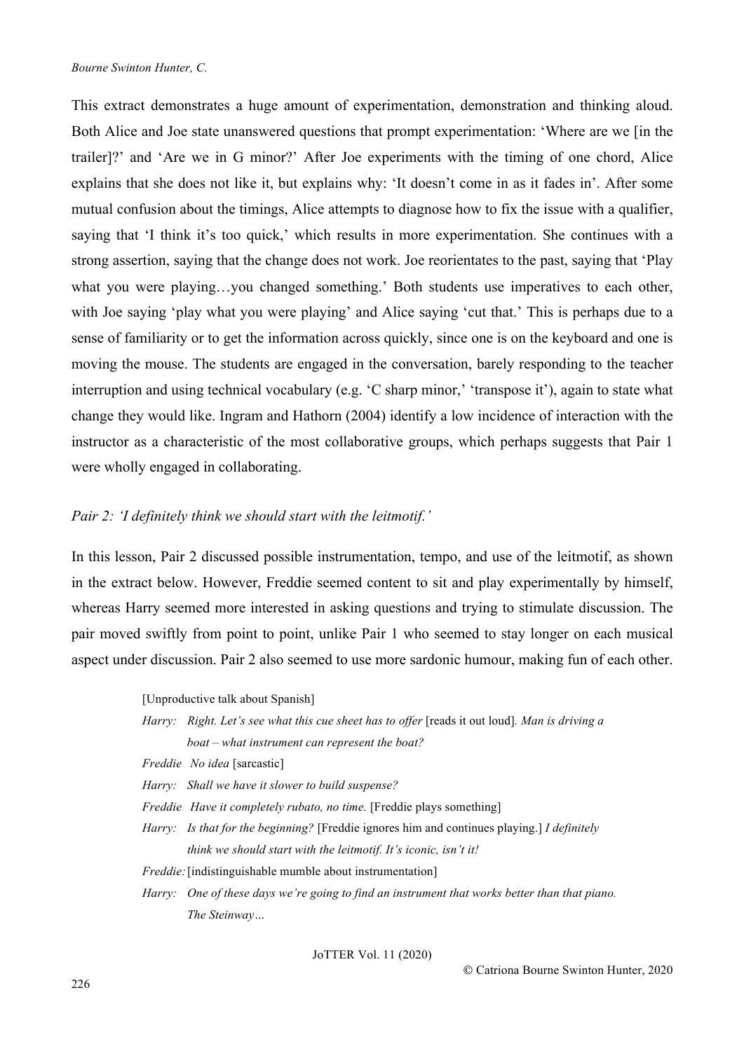This extract demonstrates a huge amount of experimentation, demonstration and thinking aloud. Both Alice and Joe state unanswered questions that prompt experimentation: 'Where are we [in the trailer]?' and 'Are we in G minor?' After Joe experiments with the timing of one chord, Alice explains that she does not like it, but explains why: 'It doesn't come in as it fades in'. After some mutual confusion about the timings, Alice attempts to diagnose how to fix the issue with a qualifier, saying that 'I think it's too quick,' which results in more experimentation. She continues with a strong assertion, saying that the change does not work. Joe reorientates to the past, saying that 'Play what you were playing…you changed something.' Both students use imperatives to each other, with Joe saying 'play what you were playing' and Alice saying 'cut that.' This is perhaps due to a sense of familiarity or to get the information across quickly, since one is on the keyboard and one is moving the mouse. The students are engaged in the conversation, barely responding to the teacher interruption and using technical vocabulary (e.g. 'C sharp minor,' 'transpose it'), again to state what change they would like. Ingram and Hathorn (2004) identify a low incidence of interaction with the instructor as a characteristic of the most collaborative groups, which perhaps suggests that Pair 1 were wholly engaged in collaborating.

*Pair 2: 'I definitely think we should start with the leitmotif.'*

In this lesson, Pair 2 discussed possible instrumentation, tempo, and use of the leitmotif, as shown in the extract below. However, Freddie seemed content to sit and play experimentally by himself, whereas Harry seemed more interested in asking questions and trying to stimulate discussion. The pair moved swiftly from point to point, unlike Pair 1 who seemed to stay longer on each musical aspect under discussion. Pair 2 also seemed to use more sardonic humour, making fun of each other.

> [Unproductive talk about Spanish]
>
> *Harry:* *Right. Let's see what this cue sheet has to offer* [reads it out loud]. *Man is driving a boat – what instrument can represent the boat?*
>
> *Freddie* *No idea* [sarcastic]
>
> *Harry:* *Shall we have it slower to build suspense?*
>
> *Freddie* *Have it completely rubato, no time.* [Freddie plays something]
>
> *Harry:* *Is that for the beginning?* [Freddie ignores him and continues playing.] *I definitely think we should start with the leitmotif. It's iconic, isn't it!*
>
> *Freddie:* [indistinguishable mumble about instrumentation]
>
> *Harry:* *One of these days we're going to find an instrument that works better than that piano. The Steinway…*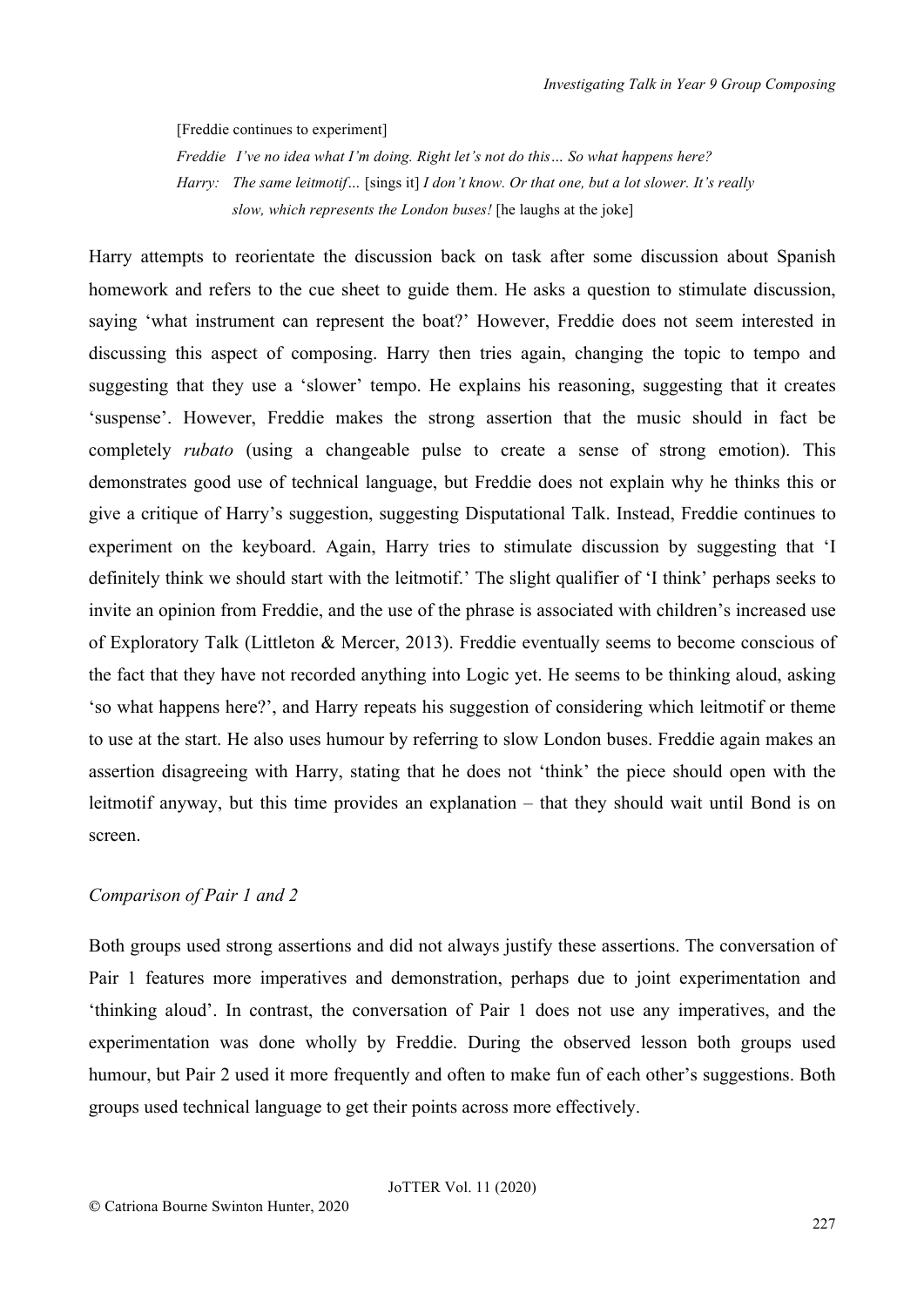[Freddie continues to experiment]

*Freddie I've no idea what I'm doing. Right let's not do this… So what happens here?*

*Harry: The same leitmotif…* [sings it] *I don't know. Or that one, but a lot slower. It's really slow, which represents the London buses!* [he laughs at the joke]

Harry attempts to reorientate the discussion back on task after some discussion about Spanish homework and refers to the cue sheet to guide them. He asks a question to stimulate discussion, saying 'what instrument can represent the boat?' However, Freddie does not seem interested in discussing this aspect of composing. Harry then tries again, changing the topic to tempo and suggesting that they use a 'slower' tempo. He explains his reasoning, suggesting that it creates 'suspense'. However, Freddie makes the strong assertion that the music should in fact be completely *rubato* (using a changeable pulse to create a sense of strong emotion). This demonstrates good use of technical language, but Freddie does not explain why he thinks this or give a critique of Harry's suggestion, suggesting Disputational Talk. Instead, Freddie continues to experiment on the keyboard. Again, Harry tries to stimulate discussion by suggesting that 'I definitely think we should start with the leitmotif.' The slight qualifier of 'I think' perhaps seeks to invite an opinion from Freddie, and the use of the phrase is associated with children's increased use of Exploratory Talk (Littleton & Mercer, 2013). Freddie eventually seems to become conscious of the fact that they have not recorded anything into Logic yet. He seems to be thinking aloud, asking 'so what happens here?', and Harry repeats his suggestion of considering which leitmotif or theme to use at the start. He also uses humour by referring to slow London buses. Freddie again makes an assertion disagreeing with Harry, stating that he does not 'think' the piece should open with the leitmotif anyway, but this time provides an explanation – that they should wait until Bond is on screen.

*Comparison of Pair 1 and 2*

Both groups used strong assertions and did not always justify these assertions. The conversation of Pair 1 features more imperatives and demonstration, perhaps due to joint experimentation and 'thinking aloud'. In contrast, the conversation of Pair 1 does not use any imperatives, and the experimentation was done wholly by Freddie. During the observed lesson both groups used humour, but Pair 2 used it more frequently and often to make fun of each other's suggestions. Both groups used technical language to get their points across more effectively.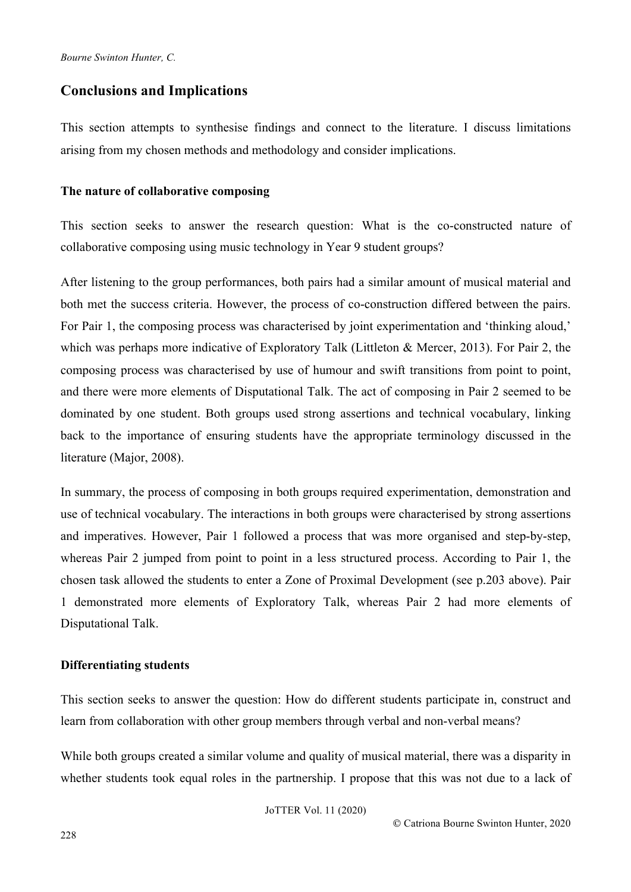## Conclusions and Implications

This section attempts to synthesise findings and connect to the literature. I discuss limitations arising from my chosen methods and methodology and consider implications.

### The nature of collaborative composing

This section seeks to answer the research question: What is the co-constructed nature of collaborative composing using music technology in Year 9 student groups?

After listening to the group performances, both pairs had a similar amount of musical material and both met the success criteria. However, the process of co-construction differed between the pairs. For Pair 1, the composing process was characterised by joint experimentation and 'thinking aloud,' which was perhaps more indicative of Exploratory Talk (Littleton & Mercer, 2013). For Pair 2, the composing process was characterised by use of humour and swift transitions from point to point, and there were more elements of Disputational Talk. The act of composing in Pair 2 seemed to be dominated by one student. Both groups used strong assertions and technical vocabulary, linking back to the importance of ensuring students have the appropriate terminology discussed in the literature (Major, 2008).

In summary, the process of composing in both groups required experimentation, demonstration and use of technical vocabulary. The interactions in both groups were characterised by strong assertions and imperatives. However, Pair 1 followed a process that was more organised and step-by-step, whereas Pair 2 jumped from point to point in a less structured process. According to Pair 1, the chosen task allowed the students to enter a Zone of Proximal Development (see p.203 above). Pair 1 demonstrated more elements of Exploratory Talk, whereas Pair 2 had more elements of Disputational Talk.

### Differentiating students

This section seeks to answer the question: How do different students participate in, construct and learn from collaboration with other group members through verbal and non-verbal means?

While both groups created a similar volume and quality of musical material, there was a disparity in whether students took equal roles in the partnership. I propose that this was not due to a lack of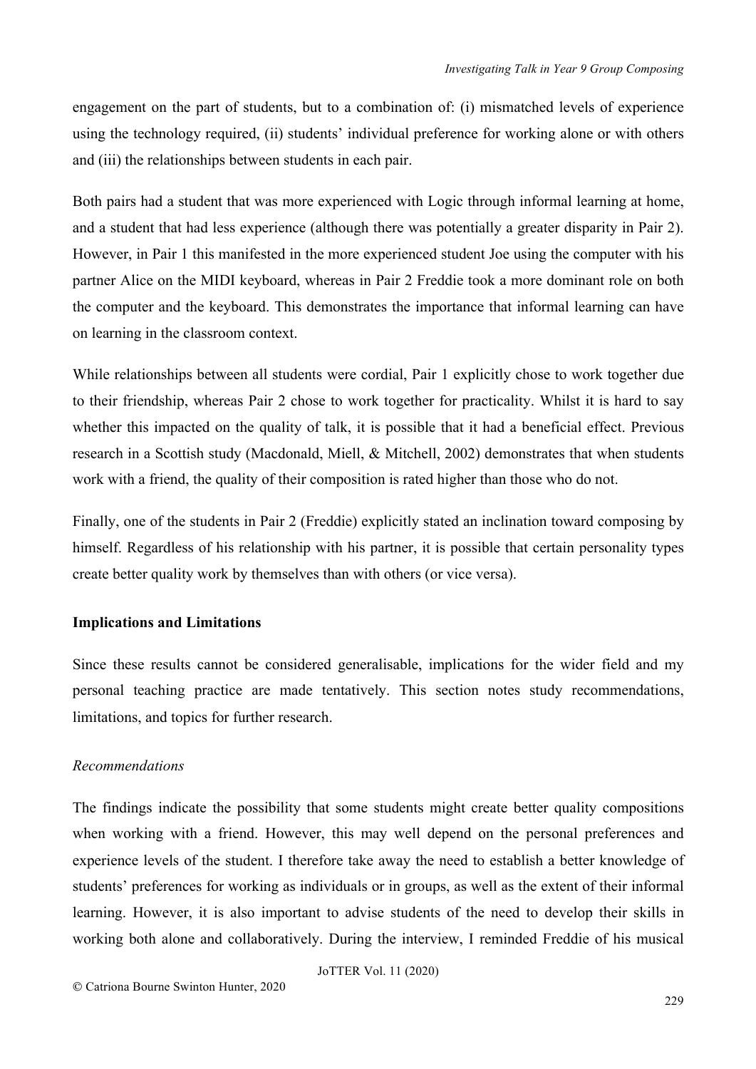engagement on the part of students, but to a combination of: (i) mismatched levels of experience using the technology required, (ii) students' individual preference for working alone or with others and (iii) the relationships between students in each pair.

Both pairs had a student that was more experienced with Logic through informal learning at home, and a student that had less experience (although there was potentially a greater disparity in Pair 2). However, in Pair 1 this manifested in the more experienced student Joe using the computer with his partner Alice on the MIDI keyboard, whereas in Pair 2 Freddie took a more dominant role on both the computer and the keyboard. This demonstrates the importance that informal learning can have on learning in the classroom context.

While relationships between all students were cordial, Pair 1 explicitly chose to work together due to their friendship, whereas Pair 2 chose to work together for practicality. Whilst it is hard to say whether this impacted on the quality of talk, it is possible that it had a beneficial effect. Previous research in a Scottish study (Macdonald, Miell, & Mitchell, 2002) demonstrates that when students work with a friend, the quality of their composition is rated higher than those who do not.

Finally, one of the students in Pair 2 (Freddie) explicitly stated an inclination toward composing by himself. Regardless of his relationship with his partner, it is possible that certain personality types create better quality work by themselves than with others (or vice versa).

**Implications and Limitations**

Since these results cannot be considered generalisable, implications for the wider field and my personal teaching practice are made tentatively. This section notes study recommendations, limitations, and topics for further research.

*Recommendations*

The findings indicate the possibility that some students might create better quality compositions when working with a friend. However, this may well depend on the personal preferences and experience levels of the student. I therefore take away the need to establish a better knowledge of students' preferences for working as individuals or in groups, as well as the extent of their informal learning. However, it is also important to advise students of the need to develop their skills in working both alone and collaboratively. During the interview, I reminded Freddie of his musical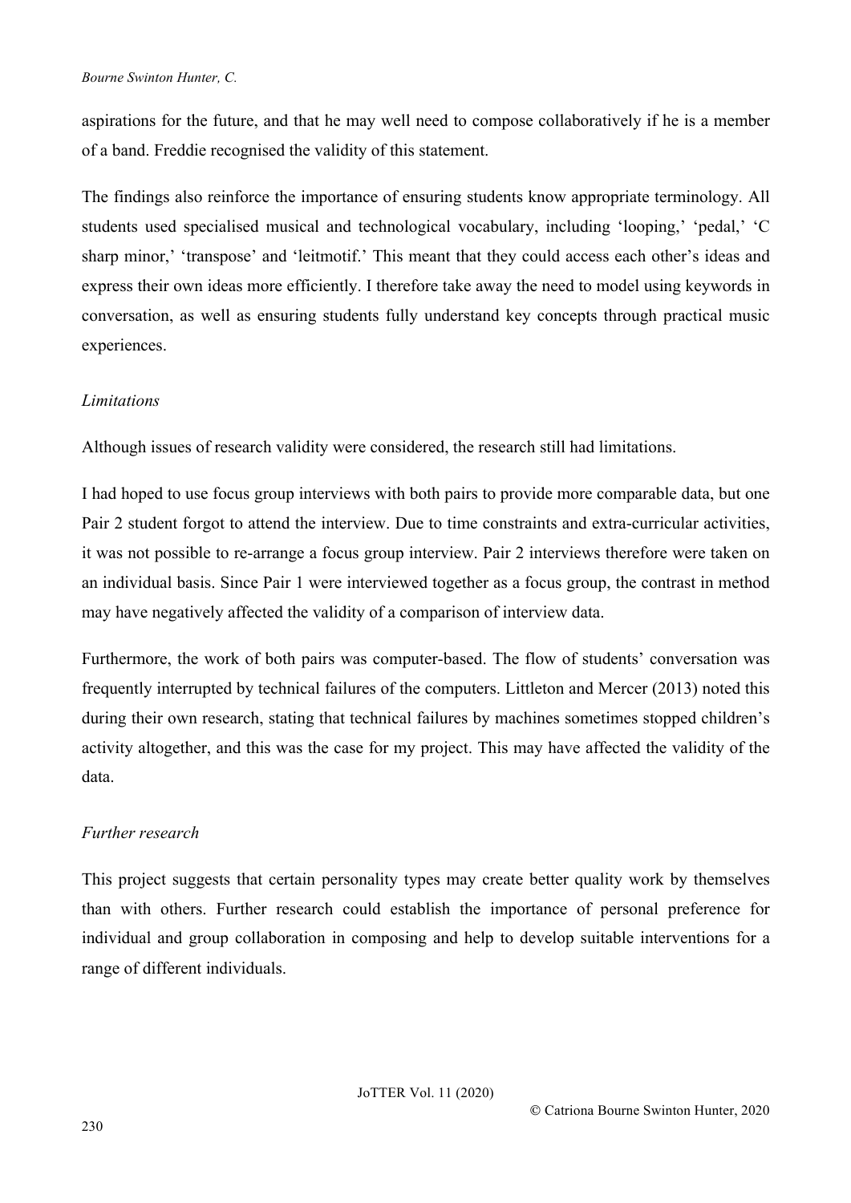aspirations for the future, and that he may well need to compose collaboratively if he is a member of a band. Freddie recognised the validity of this statement.

The findings also reinforce the importance of ensuring students know appropriate terminology. All students used specialised musical and technological vocabulary, including 'looping,' 'pedal,' 'C sharp minor,' 'transpose' and 'leitmotif.' This meant that they could access each other's ideas and express their own ideas more efficiently. I therefore take away the need to model using keywords in conversation, as well as ensuring students fully understand key concepts through practical music experiences.

*Limitations*

Although issues of research validity were considered, the research still had limitations.

I had hoped to use focus group interviews with both pairs to provide more comparable data, but one Pair 2 student forgot to attend the interview. Due to time constraints and extra-curricular activities, it was not possible to re-arrange a focus group interview. Pair 2 interviews therefore were taken on an individual basis. Since Pair 1 were interviewed together as a focus group, the contrast in method may have negatively affected the validity of a comparison of interview data.

Furthermore, the work of both pairs was computer-based. The flow of students' conversation was frequently interrupted by technical failures of the computers. Littleton and Mercer (2013) noted this during their own research, stating that technical failures by machines sometimes stopped children's activity altogether, and this was the case for my project. This may have affected the validity of the data.

*Further research*

This project suggests that certain personality types may create better quality work by themselves than with others. Further research could establish the importance of personal preference for individual and group collaboration in composing and help to develop suitable interventions for a range of different individuals.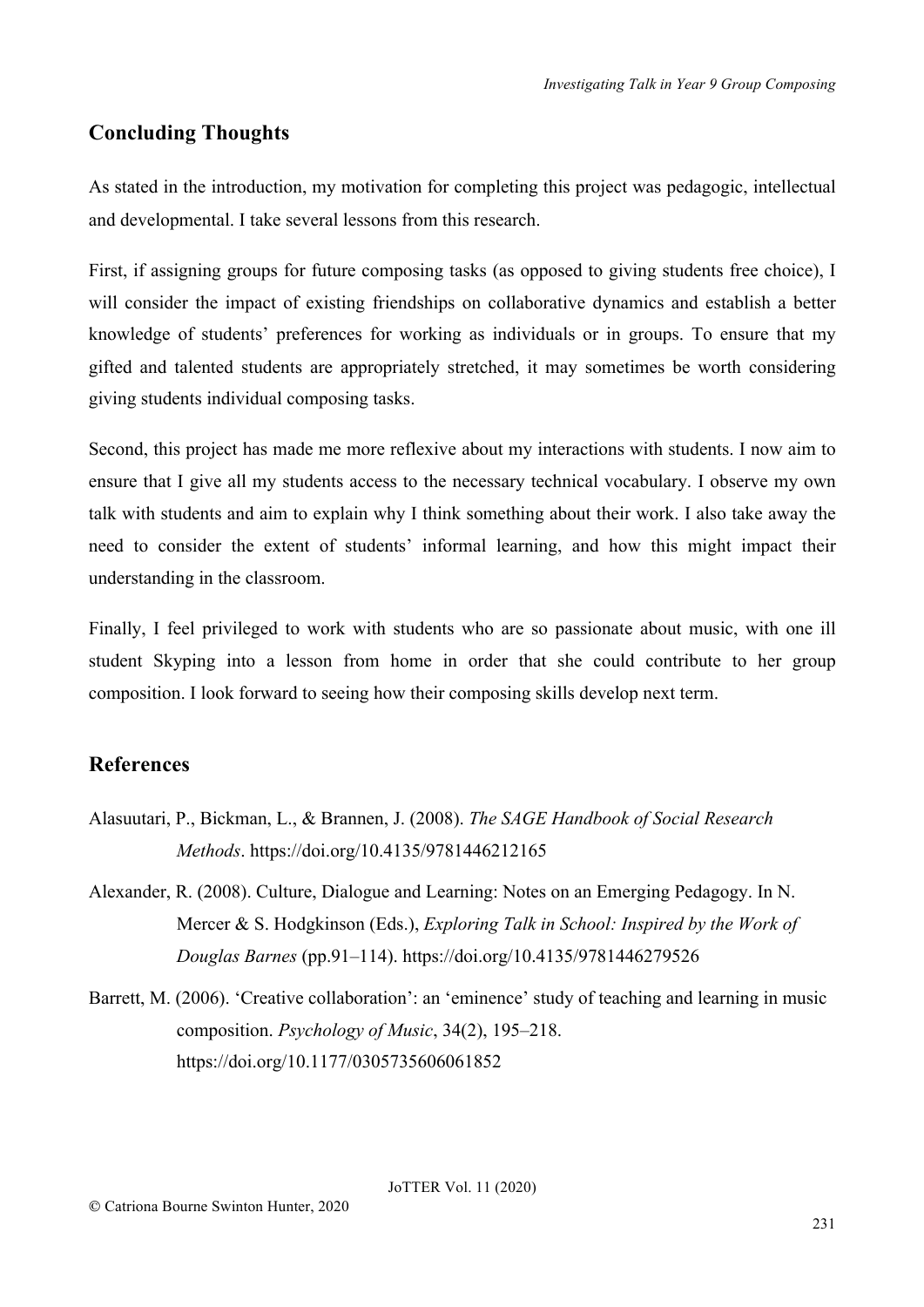## Concluding Thoughts

As stated in the introduction, my motivation for completing this project was pedagogic, intellectual and developmental. I take several lessons from this research.

First, if assigning groups for future composing tasks (as opposed to giving students free choice), I will consider the impact of existing friendships on collaborative dynamics and establish a better knowledge of students' preferences for working as individuals or in groups. To ensure that my gifted and talented students are appropriately stretched, it may sometimes be worth considering giving students individual composing tasks.

Second, this project has made me more reflexive about my interactions with students. I now aim to ensure that I give all my students access to the necessary technical vocabulary. I observe my own talk with students and aim to explain why I think something about their work. I also take away the need to consider the extent of students' informal learning, and how this might impact their understanding in the classroom.

Finally, I feel privileged to work with students who are so passionate about music, with one ill student Skyping into a lesson from home in order that she could contribute to her group composition. I look forward to seeing how their composing skills develop next term.

## References

Alasuutari, P., Bickman, L., & Brannen, J. (2008). *The SAGE Handbook of Social Research Methods*. https://doi.org/10.4135/9781446212165

Alexander, R. (2008). Culture, Dialogue and Learning: Notes on an Emerging Pedagogy. In N. Mercer & S. Hodgkinson (Eds.), *Exploring Talk in School: Inspired by the Work of Douglas Barnes* (pp.91–114). https://doi.org/10.4135/9781446279526

Barrett, M. (2006). 'Creative collaboration': an 'eminence' study of teaching and learning in music composition. *Psychology of Music*, 34(2), 195–218. https://doi.org/10.1177/0305735606061852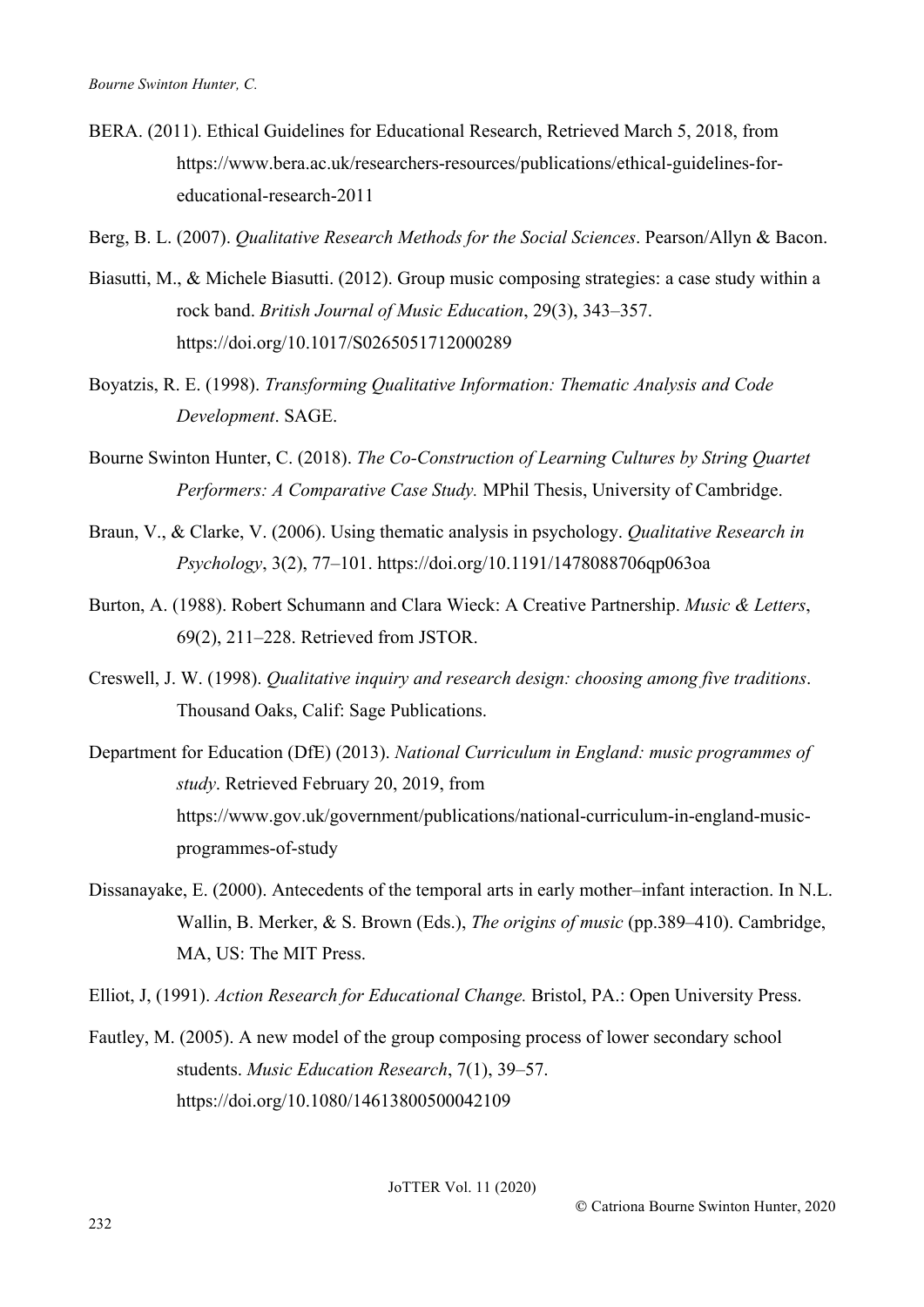BERA. (2011). Ethical Guidelines for Educational Research, Retrieved March 5, 2018, from https://www.bera.ac.uk/researchers-resources/publications/ethical-guidelines-for-educational-research-2011

Berg, B. L. (2007). *Qualitative Research Methods for the Social Sciences*. Pearson/Allyn & Bacon.

Biasutti, M., & Michele Biasutti. (2012). Group music composing strategies: a case study within a rock band. *British Journal of Music Education*, 29(3), 343–357. https://doi.org/10.1017/S0265051712000289

Boyatzis, R. E. (1998). *Transforming Qualitative Information: Thematic Analysis and Code Development*. SAGE.

Bourne Swinton Hunter, C. (2018). *The Co-Construction of Learning Cultures by String Quartet Performers: A Comparative Case Study.* MPhil Thesis, University of Cambridge.

Braun, V., & Clarke, V. (2006). Using thematic analysis in psychology. *Qualitative Research in Psychology*, 3(2), 77–101. https://doi.org/10.1191/1478088706qp063oa

Burton, A. (1988). Robert Schumann and Clara Wieck: A Creative Partnership. *Music & Letters*, 69(2), 211–228. Retrieved from JSTOR.

Creswell, J. W. (1998). *Qualitative inquiry and research design: choosing among five traditions*. Thousand Oaks, Calif: Sage Publications.

Department for Education (DfE) (2013). *National Curriculum in England: music programmes of study*. Retrieved February 20, 2019, from https://www.gov.uk/government/publications/national-curriculum-in-england-music-programmes-of-study

Dissanayake, E. (2000). Antecedents of the temporal arts in early mother–infant interaction. In N.L. Wallin, B. Merker, & S. Brown (Eds.), *The origins of music* (pp.389–410). Cambridge, MA, US: The MIT Press.

Elliot, J, (1991). *Action Research for Educational Change.* Bristol, PA.: Open University Press.

Fautley, M. (2005). A new model of the group composing process of lower secondary school students. *Music Education Research*, 7(1), 39–57. https://doi.org/10.1080/14613800500042109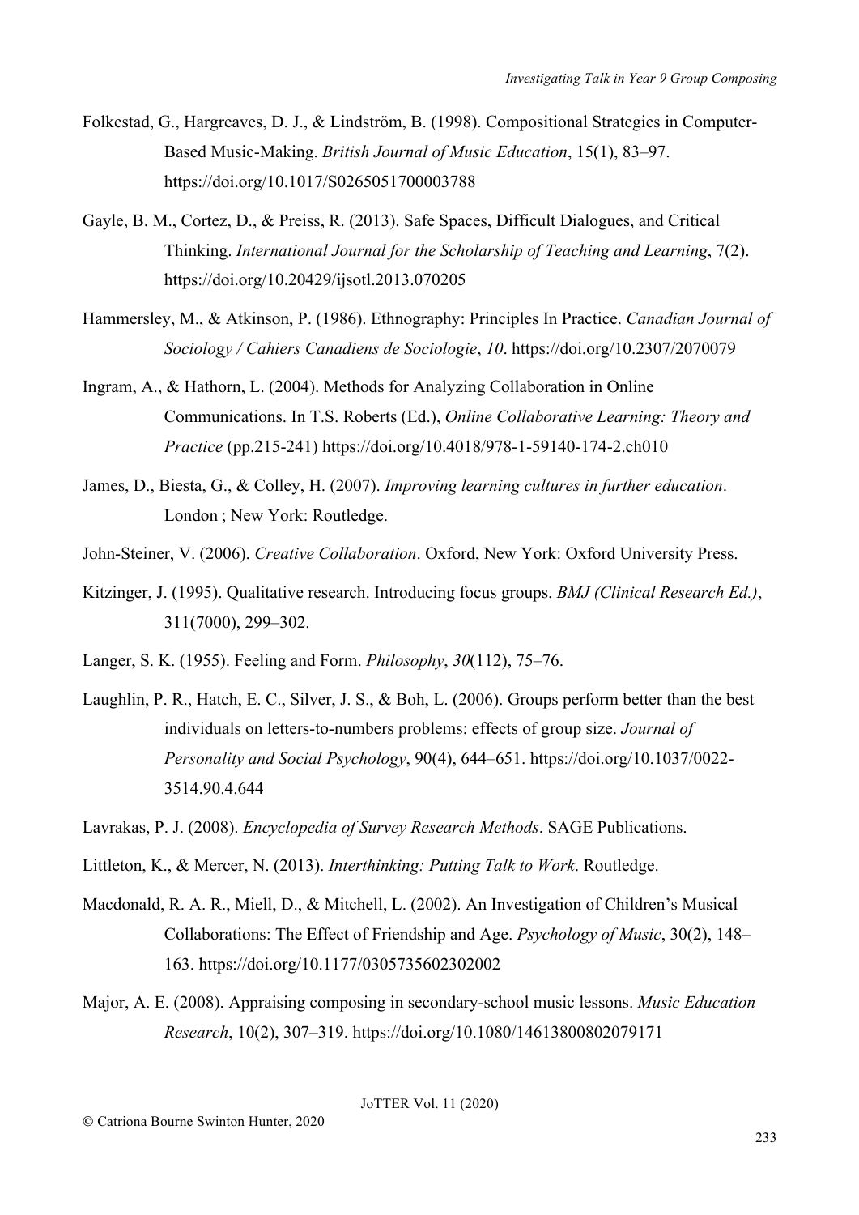Folkestad, G., Hargreaves, D. J., & Lindström, B. (1998). Compositional Strategies in Computer-Based Music-Making. *British Journal of Music Education*, 15(1), 83–97. https://doi.org/10.1017/S0265051700003788

Gayle, B. M., Cortez, D., & Preiss, R. (2013). Safe Spaces, Difficult Dialogues, and Critical Thinking. *International Journal for the Scholarship of Teaching and Learning*, 7(2). https://doi.org/10.20429/ijsotl.2013.070205

Hammersley, M., & Atkinson, P. (1986). Ethnography: Principles In Practice. *Canadian Journal of Sociology / Cahiers Canadiens de Sociologie*, *10*. https://doi.org/10.2307/2070079

Ingram, A., & Hathorn, L. (2004). Methods for Analyzing Collaboration in Online Communications. In T.S. Roberts (Ed.), *Online Collaborative Learning: Theory and Practice* (pp.215-241) https://doi.org/10.4018/978-1-59140-174-2.ch010

James, D., Biesta, G., & Colley, H. (2007). *Improving learning cultures in further education*. London ; New York: Routledge.

John-Steiner, V. (2006). *Creative Collaboration*. Oxford, New York: Oxford University Press.

Kitzinger, J. (1995). Qualitative research. Introducing focus groups. *BMJ (Clinical Research Ed.)*, 311(7000), 299–302.

Langer, S. K. (1955). Feeling and Form. *Philosophy*, *30*(112), 75–76.

Laughlin, P. R., Hatch, E. C., Silver, J. S., & Boh, L. (2006). Groups perform better than the best individuals on letters-to-numbers problems: effects of group size. *Journal of Personality and Social Psychology*, 90(4), 644–651. https://doi.org/10.1037/0022-3514.90.4.644

Lavrakas, P. J. (2008). *Encyclopedia of Survey Research Methods*. SAGE Publications.

Littleton, K., & Mercer, N. (2013). *Interthinking: Putting Talk to Work*. Routledge.

Macdonald, R. A. R., Miell, D., & Mitchell, L. (2002). An Investigation of Children's Musical Collaborations: The Effect of Friendship and Age. *Psychology of Music*, 30(2), 148–163. https://doi.org/10.1177/0305735602302002

Major, A. E. (2008). Appraising composing in secondary-school music lessons. *Music Education Research*, 10(2), 307–319. https://doi.org/10.1080/14613800802079171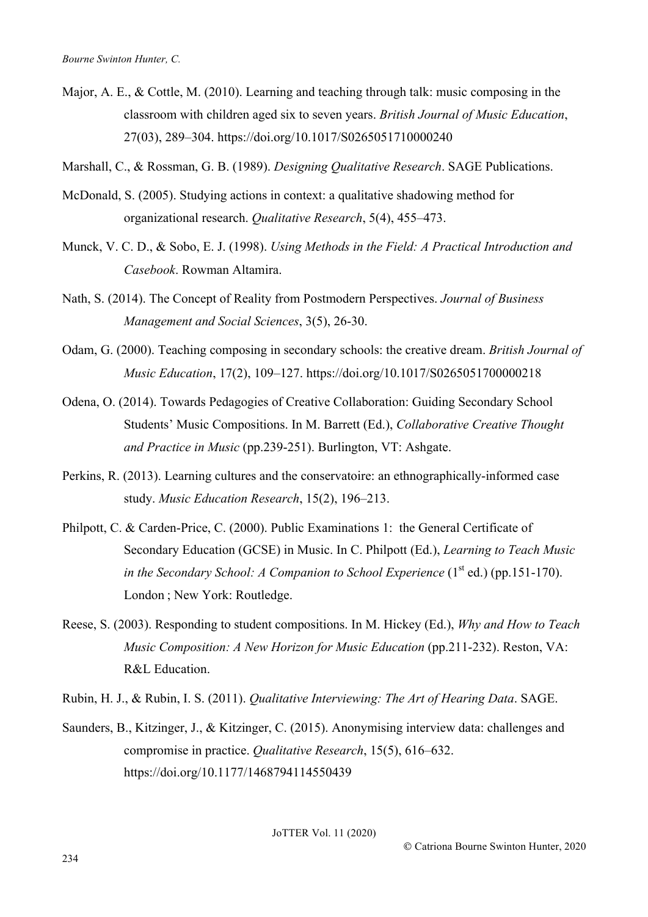Major, A. E., & Cottle, M. (2010). Learning and teaching through talk: music composing in the classroom with children aged six to seven years. *British Journal of Music Education*, 27(03), 289–304. https://doi.org/10.1017/S0265051710000240

Marshall, C., & Rossman, G. B. (1989). *Designing Qualitative Research*. SAGE Publications.

McDonald, S. (2005). Studying actions in context: a qualitative shadowing method for organizational research. *Qualitative Research*, 5(4), 455–473.

Munck, V. C. D., & Sobo, E. J. (1998). *Using Methods in the Field: A Practical Introduction and Casebook*. Rowman Altamira.

Nath, S. (2014). The Concept of Reality from Postmodern Perspectives. *Journal of Business Management and Social Sciences*, 3(5), 26-30.

Odam, G. (2000). Teaching composing in secondary schools: the creative dream. *British Journal of Music Education*, 17(2), 109–127. https://doi.org/10.1017/S0265051700000218

Odena, O. (2014). Towards Pedagogies of Creative Collaboration: Guiding Secondary School Students' Music Compositions. In M. Barrett (Ed.), *Collaborative Creative Thought and Practice in Music* (pp.239-251). Burlington, VT: Ashgate.

Perkins, R. (2013). Learning cultures and the conservatoire: an ethnographically-informed case study. *Music Education Research*, 15(2), 196–213.

Philpott, C. & Carden-Price, C. (2000). Public Examinations 1: the General Certificate of Secondary Education (GCSE) in Music. In C. Philpott (Ed.), *Learning to Teach Music in the Secondary School: A Companion to School Experience* (1st ed.) (pp.151-170). London ; New York: Routledge.

Reese, S. (2003). Responding to student compositions. In M. Hickey (Ed.), *Why and How to Teach Music Composition: A New Horizon for Music Education* (pp.211-232). Reston, VA: R&L Education.

Rubin, H. J., & Rubin, I. S. (2011). *Qualitative Interviewing: The Art of Hearing Data*. SAGE.

Saunders, B., Kitzinger, J., & Kitzinger, C. (2015). Anonymising interview data: challenges and compromise in practice. *Qualitative Research*, 15(5), 616–632. https://doi.org/10.1177/1468794114550439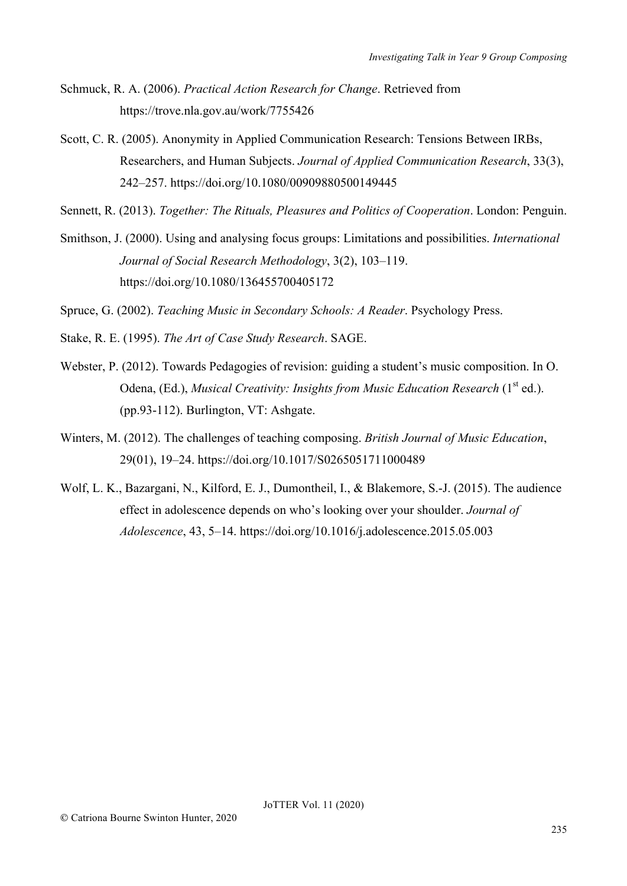Schmuck, R. A. (2006). *Practical Action Research for Change*. Retrieved from https://trove.nla.gov.au/work/7755426

Scott, C. R. (2005). Anonymity in Applied Communication Research: Tensions Between IRBs, Researchers, and Human Subjects. *Journal of Applied Communication Research*, 33(3), 242–257. https://doi.org/10.1080/00909880500149445

Sennett, R. (2013). *Together: The Rituals, Pleasures and Politics of Cooperation*. London: Penguin.

Smithson, J. (2000). Using and analysing focus groups: Limitations and possibilities. *International Journal of Social Research Methodology*, 3(2), 103–119. https://doi.org/10.1080/136455700405172

Spruce, G. (2002). *Teaching Music in Secondary Schools: A Reader*. Psychology Press.

Stake, R. E. (1995). *The Art of Case Study Research*. SAGE.

Webster, P. (2012). Towards Pedagogies of revision: guiding a student's music composition. In O. Odena, (Ed.), *Musical Creativity: Insights from Music Education Research* (1st ed.). (pp.93-112). Burlington, VT: Ashgate.

Winters, M. (2012). The challenges of teaching composing. *British Journal of Music Education*, 29(01), 19–24. https://doi.org/10.1017/S0265051711000489

Wolf, L. K., Bazargani, N., Kilford, E. J., Dumontheil, I., & Blakemore, S.-J. (2015). The audience effect in adolescence depends on who's looking over your shoulder. *Journal of Adolescence*, 43, 5–14. https://doi.org/10.1016/j.adolescence.2015.05.003

© Catriona Bourne Swinton Hunter, 2020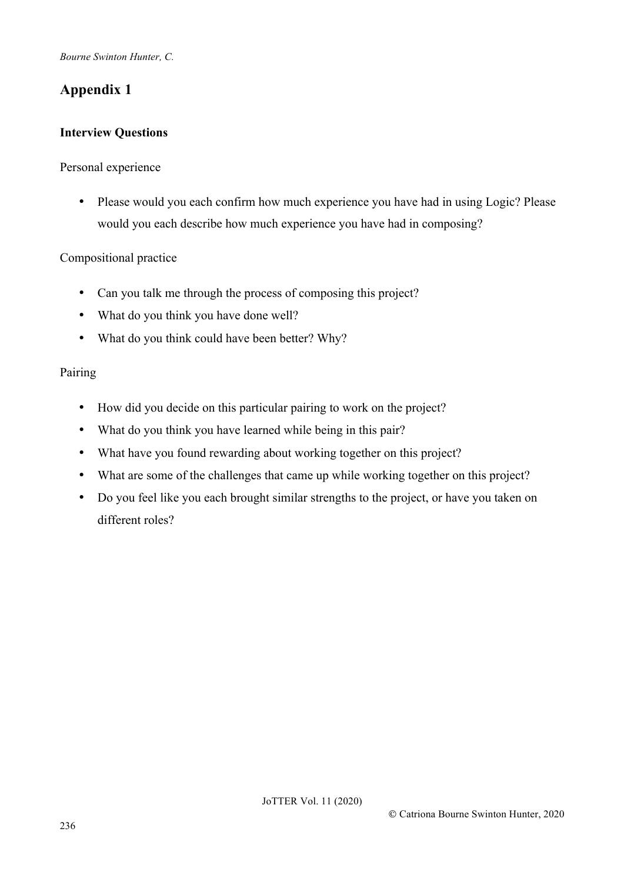## Appendix 1

### Interview Questions

Personal experience

- Please would you each confirm how much experience you have had in using Logic? Please would you each describe how much experience you have had in composing?

Compositional practice

- Can you talk me through the process of composing this project?
- What do you think you have done well?
- What do you think could have been better? Why?

Pairing

- How did you decide on this particular pairing to work on the project?
- What do you think you have learned while being in this pair?
- What have you found rewarding about working together on this project?
- What are some of the challenges that came up while working together on this project?
- Do you feel like you each brought similar strengths to the project, or have you taken on different roles?